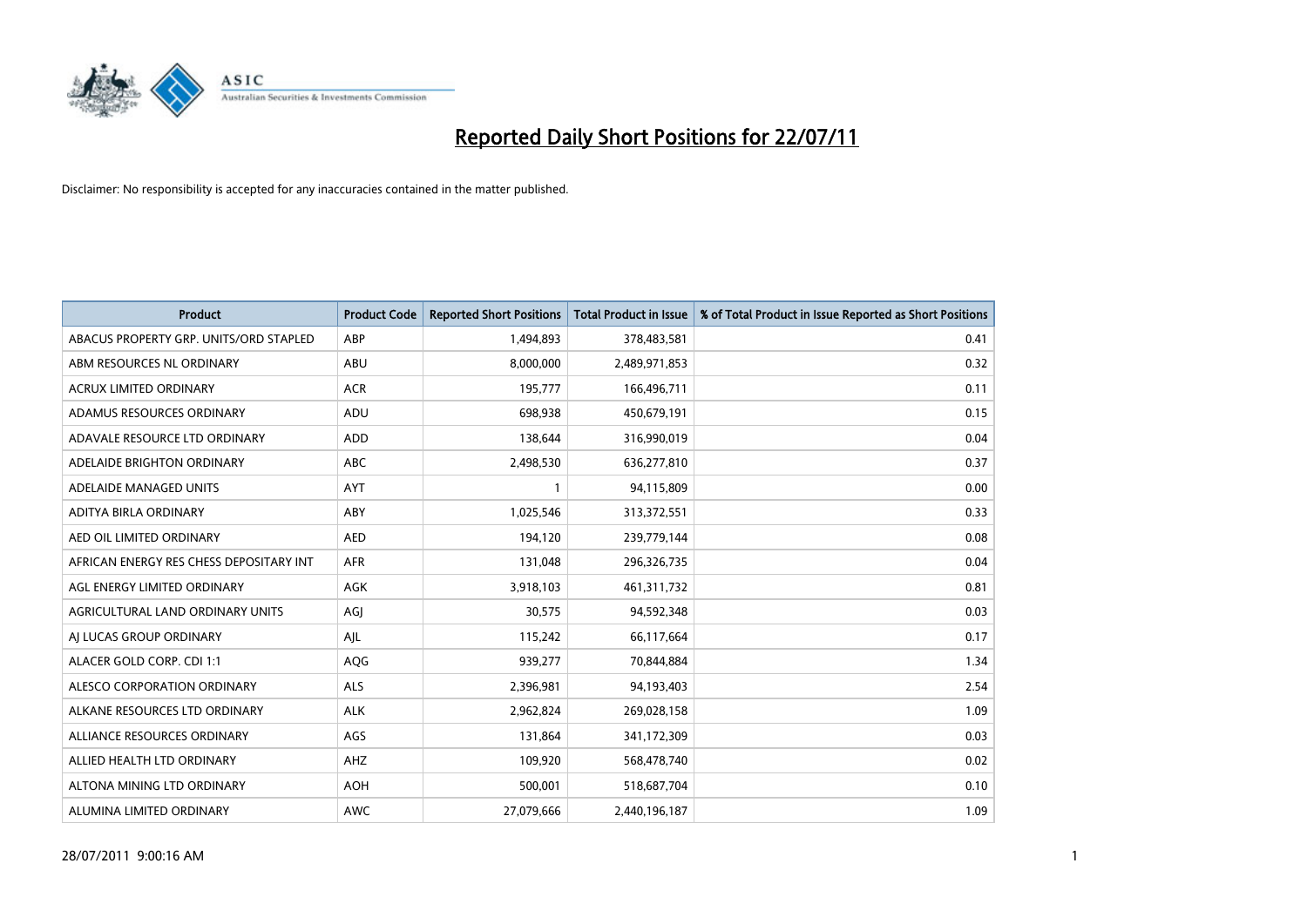# Reported Daily Short Positions for 22/07/11

Disclaimer: No responsibility is accepted for any inaccuracies contained in the matter published.

| Product | Product Code | Reported Short Positions | Total Product in Issue | % of Total Product in Issue Reported as Short Positions |
|---|---|---|---|---|
| ABACUS PROPERTY GRP. UNITS/ORD STAPLED | ABP | 1,494,893 | 378,483,581 | 0.41 |
| ABM RESOURCES NL ORDINARY | ABU | 8,000,000 | 2,489,971,853 | 0.32 |
| ACRUX LIMITED ORDINARY | ACR | 195,777 | 166,496,711 | 0.11 |
| ADAMUS RESOURCES ORDINARY | ADU | 698,938 | 450,679,191 | 0.15 |
| ADAVALE RESOURCE LTD ORDINARY | ADD | 138,644 | 316,990,019 | 0.04 |
| ADELAIDE BRIGHTON ORDINARY | ABC | 2,498,530 | 636,277,810 | 0.37 |
| ADELAIDE MANAGED UNITS | AYT | 1 | 94,115,809 | 0.00 |
| ADITYA BIRLA ORDINARY | ABY | 1,025,546 | 313,372,551 | 0.33 |
| AED OIL LIMITED ORDINARY | AED | 194,120 | 239,779,144 | 0.08 |
| AFRICAN ENERGY RES CHESS DEPOSITARY INT | AFR | 131,048 | 296,326,735 | 0.04 |
| AGL ENERGY LIMITED ORDINARY | AGK | 3,918,103 | 461,311,732 | 0.81 |
| AGRICULTURAL LAND ORDINARY UNITS | AGJ | 30,575 | 94,592,348 | 0.03 |
| AJ LUCAS GROUP ORDINARY | AJL | 115,242 | 66,117,664 | 0.17 |
| ALACER GOLD CORP. CDI 1:1 | AQG | 939,277 | 70,844,884 | 1.34 |
| ALESCO CORPORATION ORDINARY | ALS | 2,396,981 | 94,193,403 | 2.54 |
| ALKANE RESOURCES LTD ORDINARY | ALK | 2,962,824 | 269,028,158 | 1.09 |
| ALLIANCE RESOURCES ORDINARY | AGS | 131,864 | 341,172,309 | 0.03 |
| ALLIED HEALTH LTD ORDINARY | AHZ | 109,920 | 568,478,740 | 0.02 |
| ALTONA MINING LTD ORDINARY | AOH | 500,001 | 518,687,704 | 0.10 |
| ALUMINA LIMITED ORDINARY | AWC | 27,079,666 | 2,440,196,187 | 1.09 |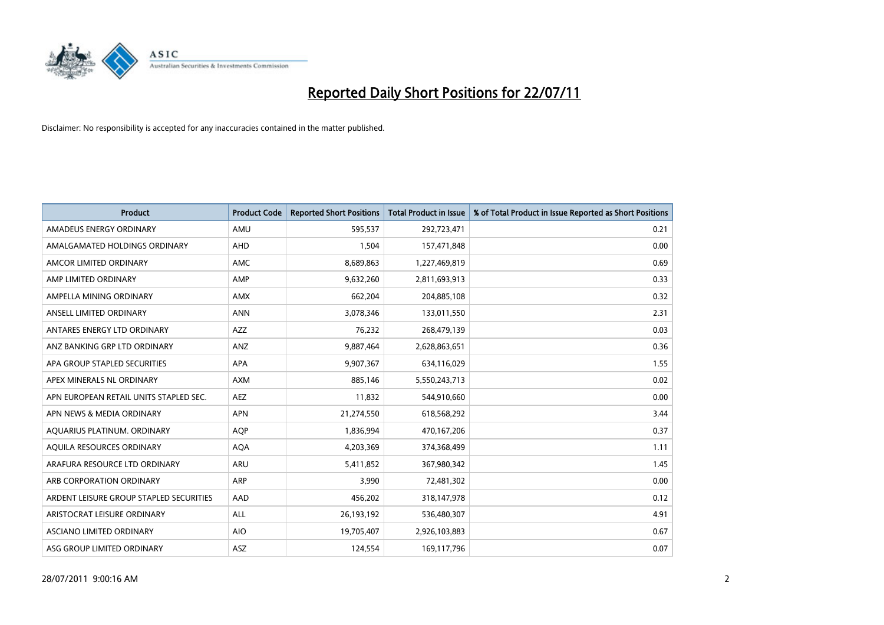# Reported Daily Short Positions for 22/07/11

Disclaimer: No responsibility is accepted for any inaccuracies contained in the matter published.

| Product | Product Code | Reported Short Positions | Total Product in Issue | % of Total Product in Issue Reported as Short Positions |
|---|---|---|---|---|
| AMADEUS ENERGY ORDINARY | AMU | 595,537 | 292,723,471 | 0.21 |
| AMALGAMATED HOLDINGS ORDINARY | AHD | 1,504 | 157,471,848 | 0.00 |
| AMCOR LIMITED ORDINARY | AMC | 8,689,863 | 1,227,469,819 | 0.69 |
| AMP LIMITED ORDINARY | AMP | 9,632,260 | 2,811,693,913 | 0.33 |
| AMPELLA MINING ORDINARY | AMX | 662,204 | 204,885,108 | 0.32 |
| ANSELL LIMITED ORDINARY | ANN | 3,078,346 | 133,011,550 | 2.31 |
| ANTARES ENERGY LTD ORDINARY | AZZ | 76,232 | 268,479,139 | 0.03 |
| ANZ BANKING GRP LTD ORDINARY | ANZ | 9,887,464 | 2,628,863,651 | 0.36 |
| APA GROUP STAPLED SECURITIES | APA | 9,907,367 | 634,116,029 | 1.55 |
| APEX MINERALS NL ORDINARY | AXM | 885,146 | 5,550,243,713 | 0.02 |
| APN EUROPEAN RETAIL UNITS STAPLED SEC. | AEZ | 11,832 | 544,910,660 | 0.00 |
| APN NEWS & MEDIA ORDINARY | APN | 21,274,550 | 618,568,292 | 3.44 |
| AQUARIUS PLATINUM. ORDINARY | AQP | 1,836,994 | 470,167,206 | 0.37 |
| AQUILA RESOURCES ORDINARY | AQA | 4,203,369 | 374,368,499 | 1.11 |
| ARAFURA RESOURCE LTD ORDINARY | ARU | 5,411,852 | 367,980,342 | 1.45 |
| ARB CORPORATION ORDINARY | ARP | 3,990 | 72,481,302 | 0.00 |
| ARDENT LEISURE GROUP STAPLED SECURITIES | AAD | 456,202 | 318,147,978 | 0.12 |
| ARISTOCRAT LEISURE ORDINARY | ALL | 26,193,192 | 536,480,307 | 4.91 |
| ASCIANO LIMITED ORDINARY | AIO | 19,705,407 | 2,926,103,883 | 0.67 |
| ASG GROUP LIMITED ORDINARY | ASZ | 124,554 | 169,117,796 | 0.07 |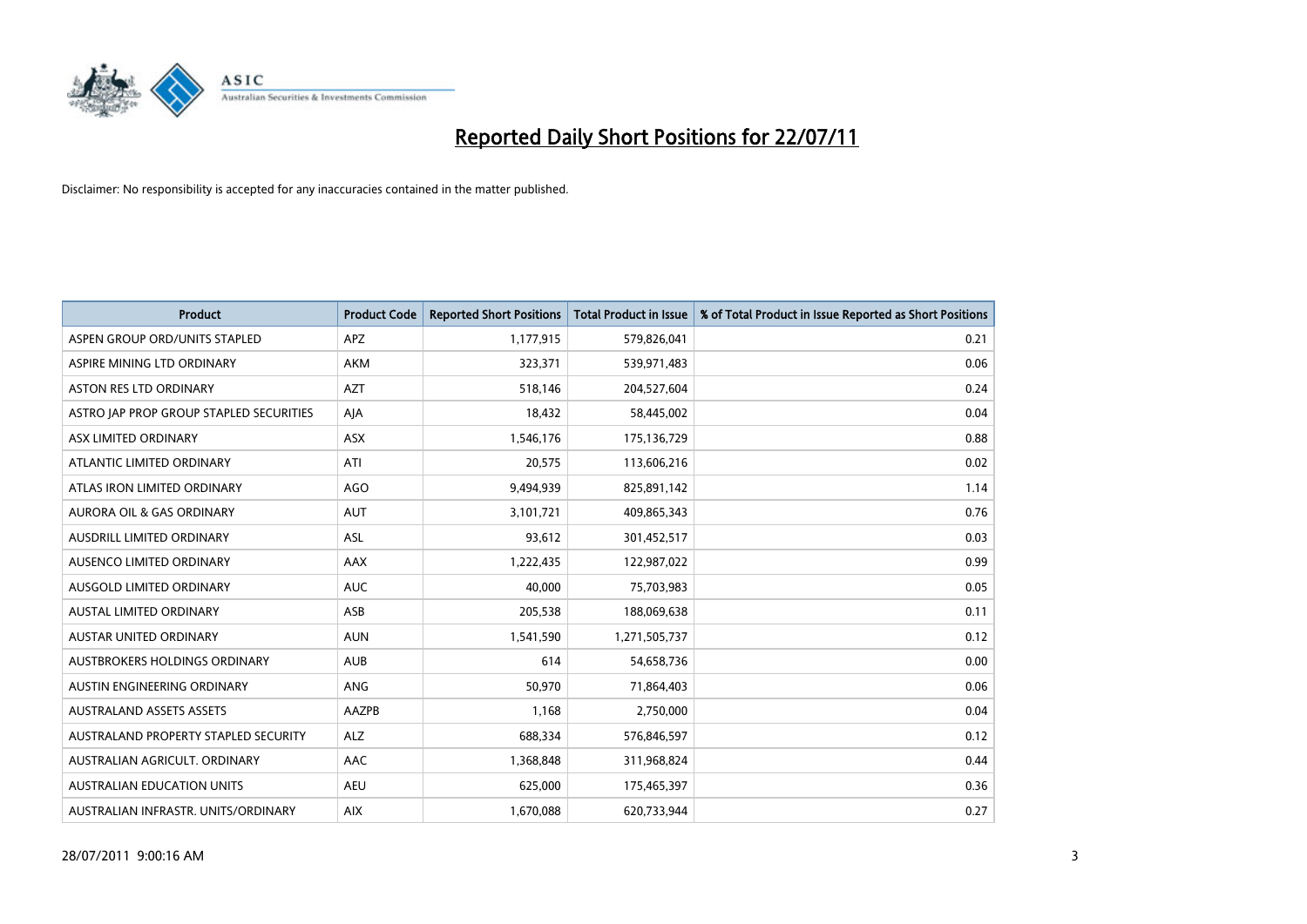# Reported Daily Short Positions for 22/07/11

Disclaimer: No responsibility is accepted for any inaccuracies contained in the matter published.

| Product | Product Code | Reported Short Positions | Total Product in Issue | % of Total Product in Issue Reported as Short Positions |
|---|---|---|---|---|
| ASPEN GROUP ORD/UNITS STAPLED | APZ | 1,177,915 | 579,826,041 | 0.21 |
| ASPIRE MINING LTD ORDINARY | AKM | 323,371 | 539,971,483 | 0.06 |
| ASTON RES LTD ORDINARY | AZT | 518,146 | 204,527,604 | 0.24 |
| ASTRO JAP PROP GROUP STAPLED SECURITIES | AJA | 18,432 | 58,445,002 | 0.04 |
| ASX LIMITED ORDINARY | ASX | 1,546,176 | 175,136,729 | 0.88 |
| ATLANTIC LIMITED ORDINARY | ATI | 20,575 | 113,606,216 | 0.02 |
| ATLAS IRON LIMITED ORDINARY | AGO | 9,494,939 | 825,891,142 | 1.14 |
| AURORA OIL & GAS ORDINARY | AUT | 3,101,721 | 409,865,343 | 0.76 |
| AUSDRILL LIMITED ORDINARY | ASL | 93,612 | 301,452,517 | 0.03 |
| AUSENCO LIMITED ORDINARY | AAX | 1,222,435 | 122,987,022 | 0.99 |
| AUSGOLD LIMITED ORDINARY | AUC | 40,000 | 75,703,983 | 0.05 |
| AUSTAL LIMITED ORDINARY | ASB | 205,538 | 188,069,638 | 0.11 |
| AUSTAR UNITED ORDINARY | AUN | 1,541,590 | 1,271,505,737 | 0.12 |
| AUSTBROKERS HOLDINGS ORDINARY | AUB | 614 | 54,658,736 | 0.00 |
| AUSTIN ENGINEERING ORDINARY | ANG | 50,970 | 71,864,403 | 0.06 |
| AUSTRALAND ASSETS ASSETS | AAZPB | 1,168 | 2,750,000 | 0.04 |
| AUSTRALAND PROPERTY STAPLED SECURITY | ALZ | 688,334 | 576,846,597 | 0.12 |
| AUSTRALIAN AGRICULT. ORDINARY | AAC | 1,368,848 | 311,968,824 | 0.44 |
| AUSTRALIAN EDUCATION UNITS | AEU | 625,000 | 175,465,397 | 0.36 |
| AUSTRALIAN INFRASTR. UNITS/ORDINARY | AIX | 1,670,088 | 620,733,944 | 0.27 |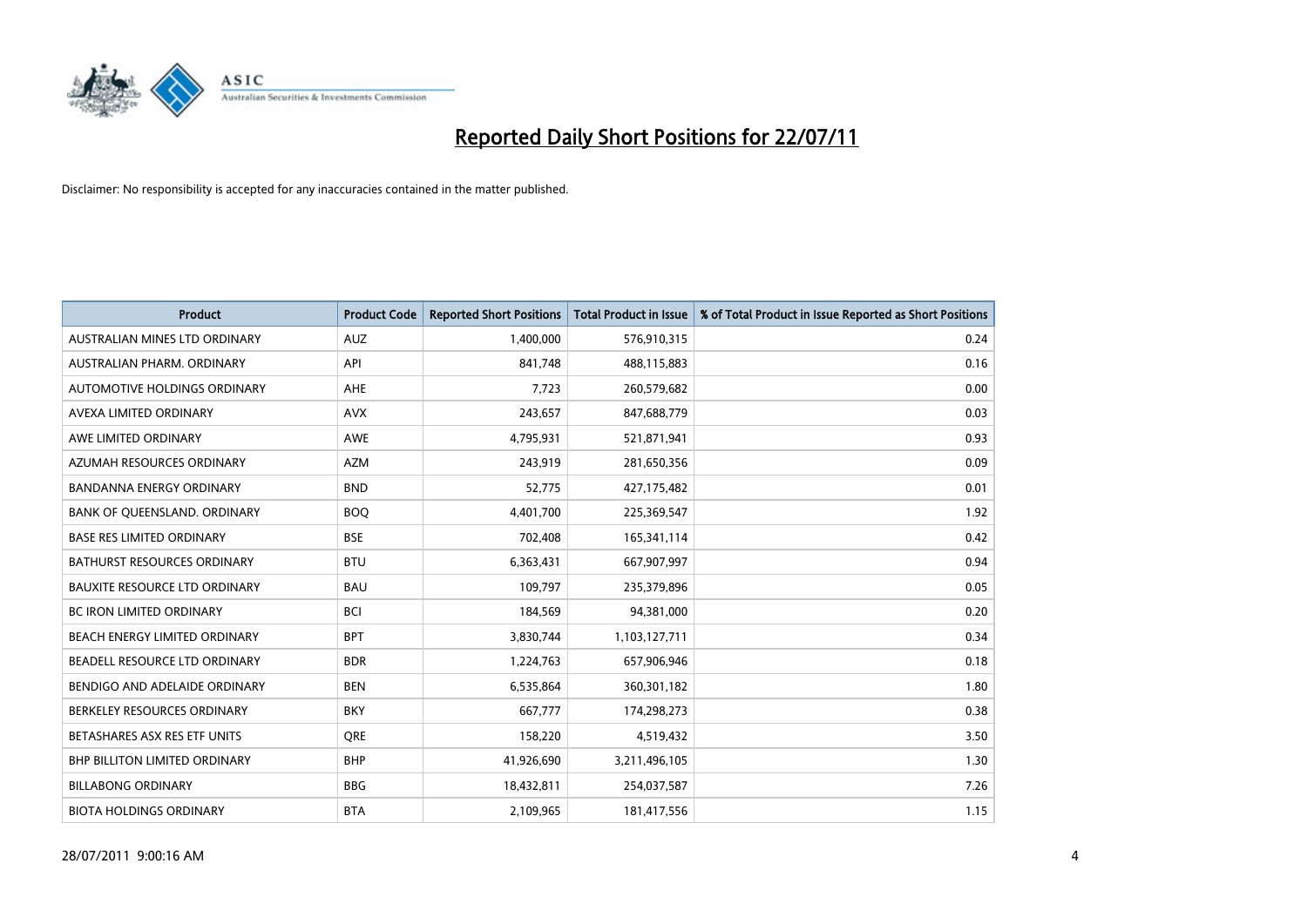# Reported Daily Short Positions for 22/07/11

Disclaimer: No responsibility is accepted for any inaccuracies contained in the matter published.

| Product | Product Code | Reported Short Positions | Total Product in Issue | % of Total Product in Issue Reported as Short Positions |
|---|---|---|---|---|
| AUSTRALIAN MINES LTD ORDINARY | AUZ | 1,400,000 | 576,910,315 | 0.24 |
| AUSTRALIAN PHARM. ORDINARY | API | 841,748 | 488,115,883 | 0.16 |
| AUTOMOTIVE HOLDINGS ORDINARY | AHE | 7,723 | 260,579,682 | 0.00 |
| AVEXA LIMITED ORDINARY | AVX | 243,657 | 847,688,779 | 0.03 |
| AWE LIMITED ORDINARY | AWE | 4,795,931 | 521,871,941 | 0.93 |
| AZUMAH RESOURCES ORDINARY | AZM | 243,919 | 281,650,356 | 0.09 |
| BANDANNA ENERGY ORDINARY | BND | 52,775 | 427,175,482 | 0.01 |
| BANK OF QUEENSLAND. ORDINARY | BOQ | 4,401,700 | 225,369,547 | 1.92 |
| BASE RES LIMITED ORDINARY | BSE | 702,408 | 165,341,114 | 0.42 |
| BATHURST RESOURCES ORDINARY | BTU | 6,363,431 | 667,907,997 | 0.94 |
| BAUXITE RESOURCE LTD ORDINARY | BAU | 109,797 | 235,379,896 | 0.05 |
| BC IRON LIMITED ORDINARY | BCI | 184,569 | 94,381,000 | 0.20 |
| BEACH ENERGY LIMITED ORDINARY | BPT | 3,830,744 | 1,103,127,711 | 0.34 |
| BEADELL RESOURCE LTD ORDINARY | BDR | 1,224,763 | 657,906,946 | 0.18 |
| BENDIGO AND ADELAIDE ORDINARY | BEN | 6,535,864 | 360,301,182 | 1.80 |
| BERKELEY RESOURCES ORDINARY | BKY | 667,777 | 174,298,273 | 0.38 |
| BETASHARES ASX RES ETF UNITS | QRE | 158,220 | 4,519,432 | 3.50 |
| BHP BILLITON LIMITED ORDINARY | BHP | 41,926,690 | 3,211,496,105 | 1.30 |
| BILLABONG ORDINARY | BBG | 18,432,811 | 254,037,587 | 7.26 |
| BIOTA HOLDINGS ORDINARY | BTA | 2,109,965 | 181,417,556 | 1.15 |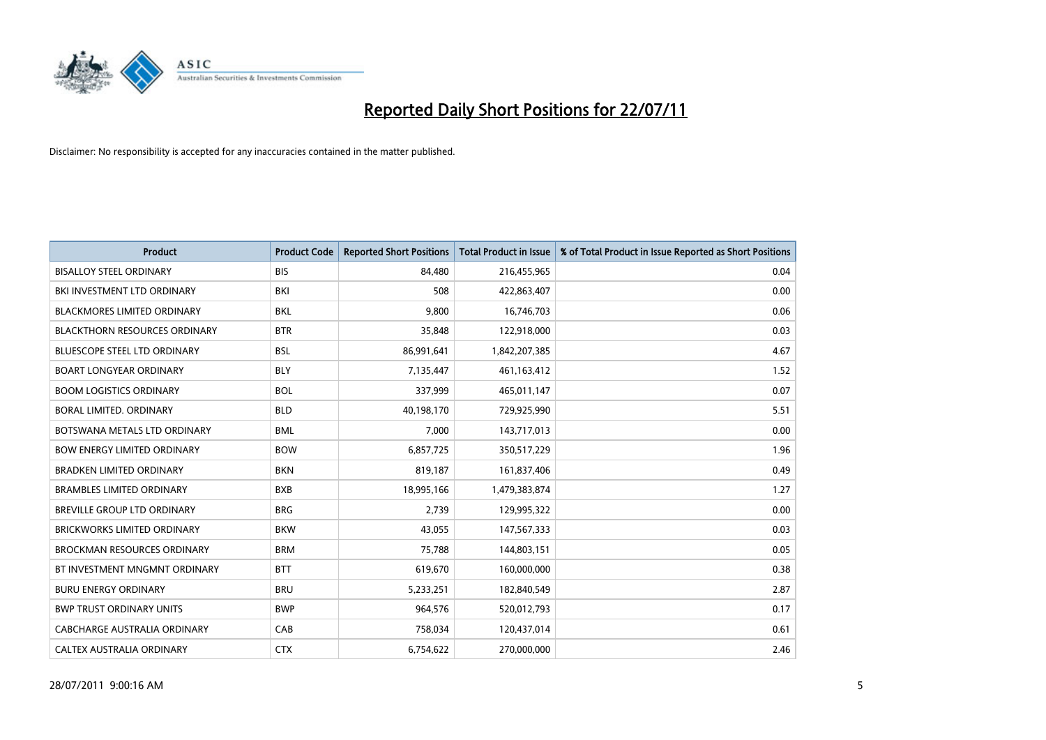# Reported Daily Short Positions for 22/07/11

Disclaimer: No responsibility is accepted for any inaccuracies contained in the matter published.

| Product | Product Code | Reported Short Positions | Total Product in Issue | % of Total Product in Issue Reported as Short Positions |
|---|---|---|---|---|
| BISALLOY STEEL ORDINARY | BIS | 84,480 | 216,455,965 | 0.04 |
| BKI INVESTMENT LTD ORDINARY | BKI | 508 | 422,863,407 | 0.00 |
| BLACKMORES LIMITED ORDINARY | BKL | 9,800 | 16,746,703 | 0.06 |
| BLACKTHORN RESOURCES ORDINARY | BTR | 35,848 | 122,918,000 | 0.03 |
| BLUESCOPE STEEL LTD ORDINARY | BSL | 86,991,641 | 1,842,207,385 | 4.67 |
| BOART LONGYEAR ORDINARY | BLY | 7,135,447 | 461,163,412 | 1.52 |
| BOOM LOGISTICS ORDINARY | BOL | 337,999 | 465,011,147 | 0.07 |
| BORAL LIMITED. ORDINARY | BLD | 40,198,170 | 729,925,990 | 5.51 |
| BOTSWANA METALS LTD ORDINARY | BML | 7,000 | 143,717,013 | 0.00 |
| BOW ENERGY LIMITED ORDINARY | BOW | 6,857,725 | 350,517,229 | 1.96 |
| BRADKEN LIMITED ORDINARY | BKN | 819,187 | 161,837,406 | 0.49 |
| BRAMBLES LIMITED ORDINARY | BXB | 18,995,166 | 1,479,383,874 | 1.27 |
| BREVILLE GROUP LTD ORDINARY | BRG | 2,739 | 129,995,322 | 0.00 |
| BRICKWORKS LIMITED ORDINARY | BKW | 43,055 | 147,567,333 | 0.03 |
| BROCKMAN RESOURCES ORDINARY | BRM | 75,788 | 144,803,151 | 0.05 |
| BT INVESTMENT MNGMNT ORDINARY | BTT | 619,670 | 160,000,000 | 0.38 |
| BURU ENERGY ORDINARY | BRU | 5,233,251 | 182,840,549 | 2.87 |
| BWP TRUST ORDINARY UNITS | BWP | 964,576 | 520,012,793 | 0.17 |
| CABCHARGE AUSTRALIA ORDINARY | CAB | 758,034 | 120,437,014 | 0.61 |
| CALTEX AUSTRALIA ORDINARY | CTX | 6,754,622 | 270,000,000 | 2.46 |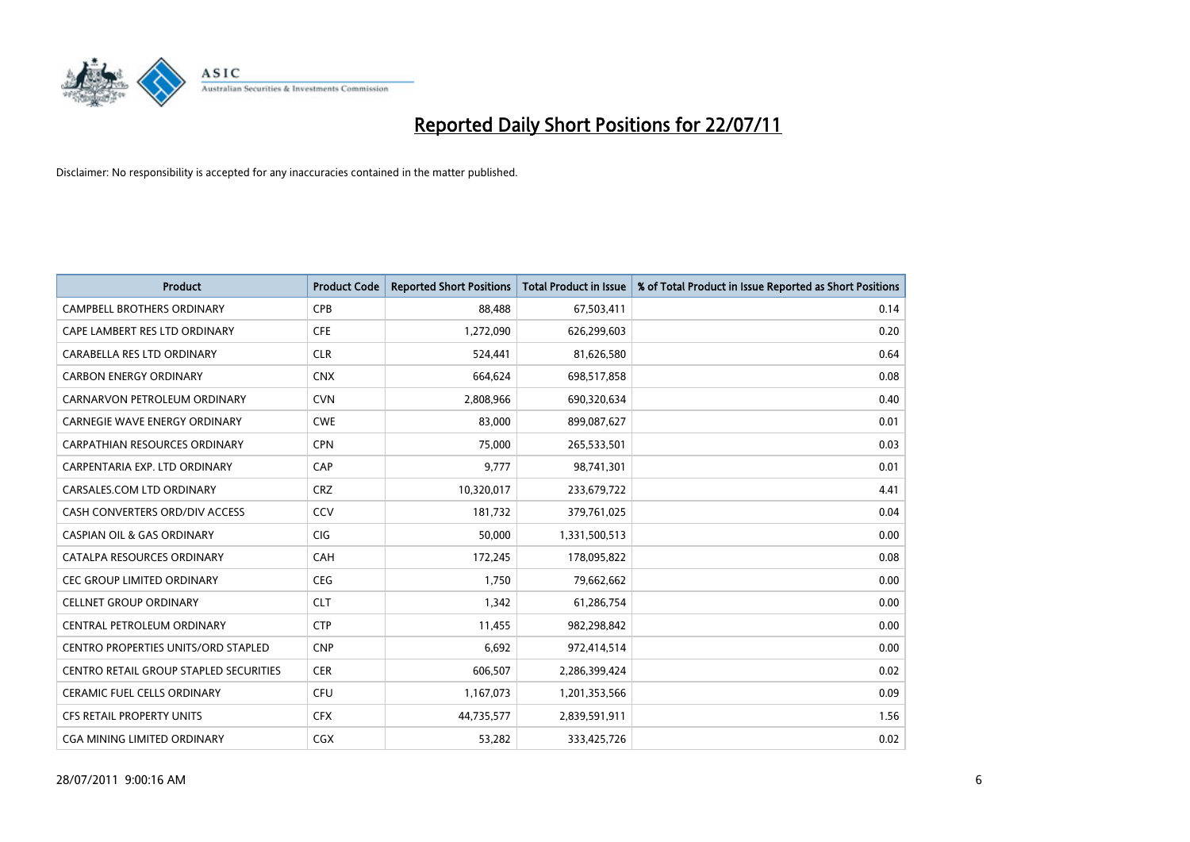# Reported Daily Short Positions for 22/07/11

Disclaimer: No responsibility is accepted for any inaccuracies contained in the matter published.

| Product | Product Code | Reported Short Positions | Total Product in Issue | % of Total Product in Issue Reported as Short Positions |
|---|---|---|---|---|
| CAMPBELL BROTHERS ORDINARY | CPB | 88,488 | 67,503,411 | 0.14 |
| CAPE LAMBERT RES LTD ORDINARY | CFE | 1,272,090 | 626,299,603 | 0.20 |
| CARABELLA RES LTD ORDINARY | CLR | 524,441 | 81,626,580 | 0.64 |
| CARBON ENERGY ORDINARY | CNX | 664,624 | 698,517,858 | 0.08 |
| CARNARVON PETROLEUM ORDINARY | CVN | 2,808,966 | 690,320,634 | 0.40 |
| CARNEGIE WAVE ENERGY ORDINARY | CWE | 83,000 | 899,087,627 | 0.01 |
| CARPATHIAN RESOURCES ORDINARY | CPN | 75,000 | 265,533,501 | 0.03 |
| CARPENTARIA EXP. LTD ORDINARY | CAP | 9,777 | 98,741,301 | 0.01 |
| CARSALES.COM LTD ORDINARY | CRZ | 10,320,017 | 233,679,722 | 4.41 |
| CASH CONVERTERS ORD/DIV ACCESS | CCV | 181,732 | 379,761,025 | 0.04 |
| CASPIAN OIL & GAS ORDINARY | CIG | 50,000 | 1,331,500,513 | 0.00 |
| CATALPA RESOURCES ORDINARY | CAH | 172,245 | 178,095,822 | 0.08 |
| CEC GROUP LIMITED ORDINARY | CEG | 1,750 | 79,662,662 | 0.00 |
| CELLNET GROUP ORDINARY | CLT | 1,342 | 61,286,754 | 0.00 |
| CENTRAL PETROLEUM ORDINARY | CTP | 11,455 | 982,298,842 | 0.00 |
| CENTRO PROPERTIES UNITS/ORD STAPLED | CNP | 6,692 | 972,414,514 | 0.00 |
| CENTRO RETAIL GROUP STAPLED SECURITIES | CER | 606,507 | 2,286,399,424 | 0.02 |
| CERAMIC FUEL CELLS ORDINARY | CFU | 1,167,073 | 1,201,353,566 | 0.09 |
| CFS RETAIL PROPERTY UNITS | CFX | 44,735,577 | 2,839,591,911 | 1.56 |
| CGA MINING LIMITED ORDINARY | CGX | 53,282 | 333,425,726 | 0.02 |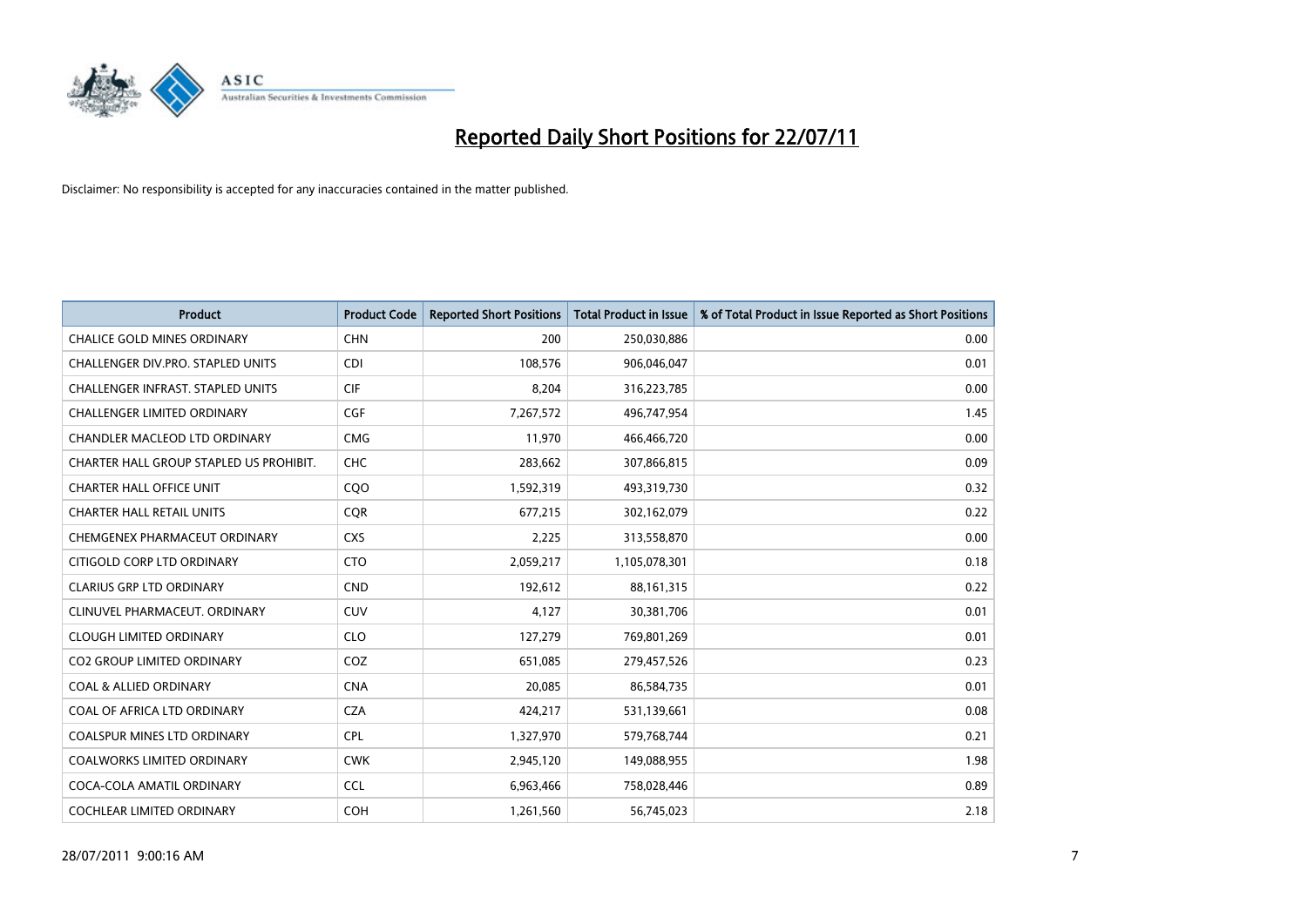# Reported Daily Short Positions for 22/07/11

Disclaimer: No responsibility is accepted for any inaccuracies contained in the matter published.

| Product | Product Code | Reported Short Positions | Total Product in Issue | % of Total Product in Issue Reported as Short Positions |
|---|---|---|---|---|
| CHALICE GOLD MINES ORDINARY | CHN | 200 | 250,030,886 | 0.00 |
| CHALLENGER DIV.PRO. STAPLED UNITS | CDI | 108,576 | 906,046,047 | 0.01 |
| CHALLENGER INFRAST. STAPLED UNITS | CIF | 8,204 | 316,223,785 | 0.00 |
| CHALLENGER LIMITED ORDINARY | CGF | 7,267,572 | 496,747,954 | 1.45 |
| CHANDLER MACLEOD LTD ORDINARY | CMG | 11,970 | 466,466,720 | 0.00 |
| CHARTER HALL GROUP STAPLED US PROHIBIT. | CHC | 283,662 | 307,866,815 | 0.09 |
| CHARTER HALL OFFICE UNIT | CQO | 1,592,319 | 493,319,730 | 0.32 |
| CHARTER HALL RETAIL UNITS | CQR | 677,215 | 302,162,079 | 0.22 |
| CHEMGENEX PHARMACEUT ORDINARY | CXS | 2,225 | 313,558,870 | 0.00 |
| CITIGOLD CORP LTD ORDINARY | CTO | 2,059,217 | 1,105,078,301 | 0.18 |
| CLARIUS GRP LTD ORDINARY | CND | 192,612 | 88,161,315 | 0.22 |
| CLINUVEL PHARMACEUT. ORDINARY | CUV | 4,127 | 30,381,706 | 0.01 |
| CLOUGH LIMITED ORDINARY | CLO | 127,279 | 769,801,269 | 0.01 |
| CO2 GROUP LIMITED ORDINARY | COZ | 651,085 | 279,457,526 | 0.23 |
| COAL & ALLIED ORDINARY | CNA | 20,085 | 86,584,735 | 0.01 |
| COAL OF AFRICA LTD ORDINARY | CZA | 424,217 | 531,139,661 | 0.08 |
| COALSPUR MINES LTD ORDINARY | CPL | 1,327,970 | 579,768,744 | 0.21 |
| COALWORKS LIMITED ORDINARY | CWK | 2,945,120 | 149,088,955 | 1.98 |
| COCA-COLA AMATIL ORDINARY | CCL | 6,963,466 | 758,028,446 | 0.89 |
| COCHLEAR LIMITED ORDINARY | COH | 1,261,560 | 56,745,023 | 2.18 |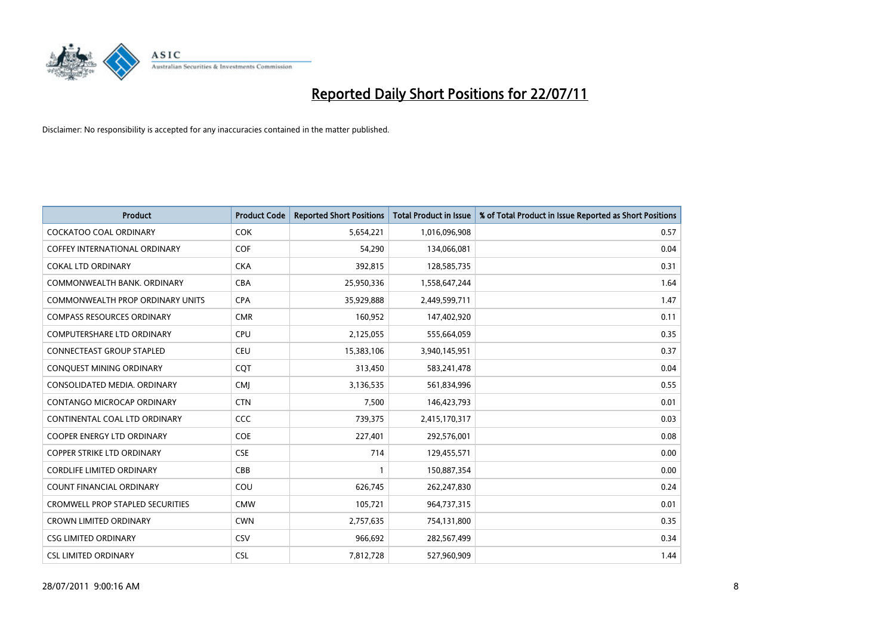# Reported Daily Short Positions for 22/07/11

Disclaimer: No responsibility is accepted for any inaccuracies contained in the matter published.

| Product | Product Code | Reported Short Positions | Total Product in Issue | % of Total Product in Issue Reported as Short Positions |
|---|---|---|---|---|
| COCKATOO COAL ORDINARY | COK | 5,654,221 | 1,016,096,908 | 0.57 |
| COFFEY INTERNATIONAL ORDINARY | COF | 54,290 | 134,066,081 | 0.04 |
| COKAL LTD ORDINARY | CKA | 392,815 | 128,585,735 | 0.31 |
| COMMONWEALTH BANK. ORDINARY | CBA | 25,950,336 | 1,558,647,244 | 1.64 |
| COMMONWEALTH PROP ORDINARY UNITS | CPA | 35,929,888 | 2,449,599,711 | 1.47 |
| COMPASS RESOURCES ORDINARY | CMR | 160,952 | 147,402,920 | 0.11 |
| COMPUTERSHARE LTD ORDINARY | CPU | 2,125,055 | 555,664,059 | 0.35 |
| CONNECTEAST GROUP STAPLED | CEU | 15,383,106 | 3,940,145,951 | 0.37 |
| CONQUEST MINING ORDINARY | CQT | 313,450 | 583,241,478 | 0.04 |
| CONSOLIDATED MEDIA. ORDINARY | CMJ | 3,136,535 | 561,834,996 | 0.55 |
| CONTANGO MICROCAP ORDINARY | CTN | 7,500 | 146,423,793 | 0.01 |
| CONTINENTAL COAL LTD ORDINARY | CCC | 739,375 | 2,415,170,317 | 0.03 |
| COOPER ENERGY LTD ORDINARY | COE | 227,401 | 292,576,001 | 0.08 |
| COPPER STRIKE LTD ORDINARY | CSE | 714 | 129,455,571 | 0.00 |
| CORDLIFE LIMITED ORDINARY | CBB | 1 | 150,887,354 | 0.00 |
| COUNT FINANCIAL ORDINARY | COU | 626,745 | 262,247,830 | 0.24 |
| CROMWELL PROP STAPLED SECURITIES | CMW | 105,721 | 964,737,315 | 0.01 |
| CROWN LIMITED ORDINARY | CWN | 2,757,635 | 754,131,800 | 0.35 |
| CSG LIMITED ORDINARY | CSV | 966,692 | 282,567,499 | 0.34 |
| CSL LIMITED ORDINARY | CSL | 7,812,728 | 527,960,909 | 1.44 |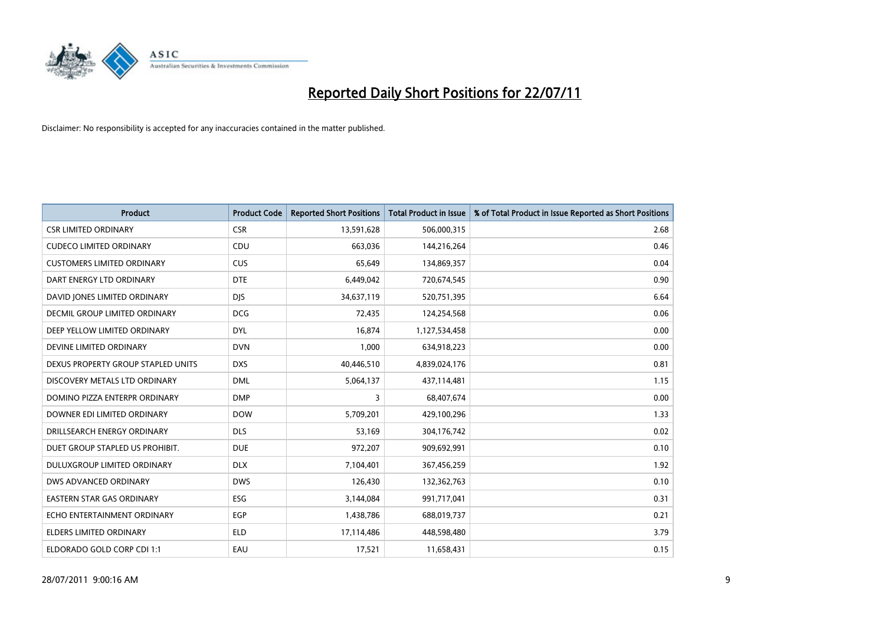# Reported Daily Short Positions for 22/07/11

Disclaimer: No responsibility is accepted for any inaccuracies contained in the matter published.

| Product | Product Code | Reported Short Positions | Total Product in Issue | % of Total Product in Issue Reported as Short Positions |
|---|---|---|---|---|
| CSR LIMITED ORDINARY | CSR | 13,591,628 | 506,000,315 | 2.68 |
| CUDECO LIMITED ORDINARY | CDU | 663,036 | 144,216,264 | 0.46 |
| CUSTOMERS LIMITED ORDINARY | CUS | 65,649 | 134,869,357 | 0.04 |
| DART ENERGY LTD ORDINARY | DTE | 6,449,042 | 720,674,545 | 0.90 |
| DAVID JONES LIMITED ORDINARY | DJS | 34,637,119 | 520,751,395 | 6.64 |
| DECMIL GROUP LIMITED ORDINARY | DCG | 72,435 | 124,254,568 | 0.06 |
| DEEP YELLOW LIMITED ORDINARY | DYL | 16,874 | 1,127,534,458 | 0.00 |
| DEVINE LIMITED ORDINARY | DVN | 1,000 | 634,918,223 | 0.00 |
| DEXUS PROPERTY GROUP STAPLED UNITS | DXS | 40,446,510 | 4,839,024,176 | 0.81 |
| DISCOVERY METALS LTD ORDINARY | DML | 5,064,137 | 437,114,481 | 1.15 |
| DOMINO PIZZA ENTERPR ORDINARY | DMP | 3 | 68,407,674 | 0.00 |
| DOWNER EDI LIMITED ORDINARY | DOW | 5,709,201 | 429,100,296 | 1.33 |
| DRILLSEARCH ENERGY ORDINARY | DLS | 53,169 | 304,176,742 | 0.02 |
| DUET GROUP STAPLED US PROHIBIT. | DUE | 972,207 | 909,692,991 | 0.10 |
| DULUXGROUP LIMITED ORDINARY | DLX | 7,104,401 | 367,456,259 | 1.92 |
| DWS ADVANCED ORDINARY | DWS | 126,430 | 132,362,763 | 0.10 |
| EASTERN STAR GAS ORDINARY | ESG | 3,144,084 | 991,717,041 | 0.31 |
| ECHO ENTERTAINMENT ORDINARY | EGP | 1,438,786 | 688,019,737 | 0.21 |
| ELDERS LIMITED ORDINARY | ELD | 17,114,486 | 448,598,480 | 3.79 |
| ELDORADO GOLD CORP CDI 1:1 | EAU | 17,521 | 11,658,431 | 0.15 |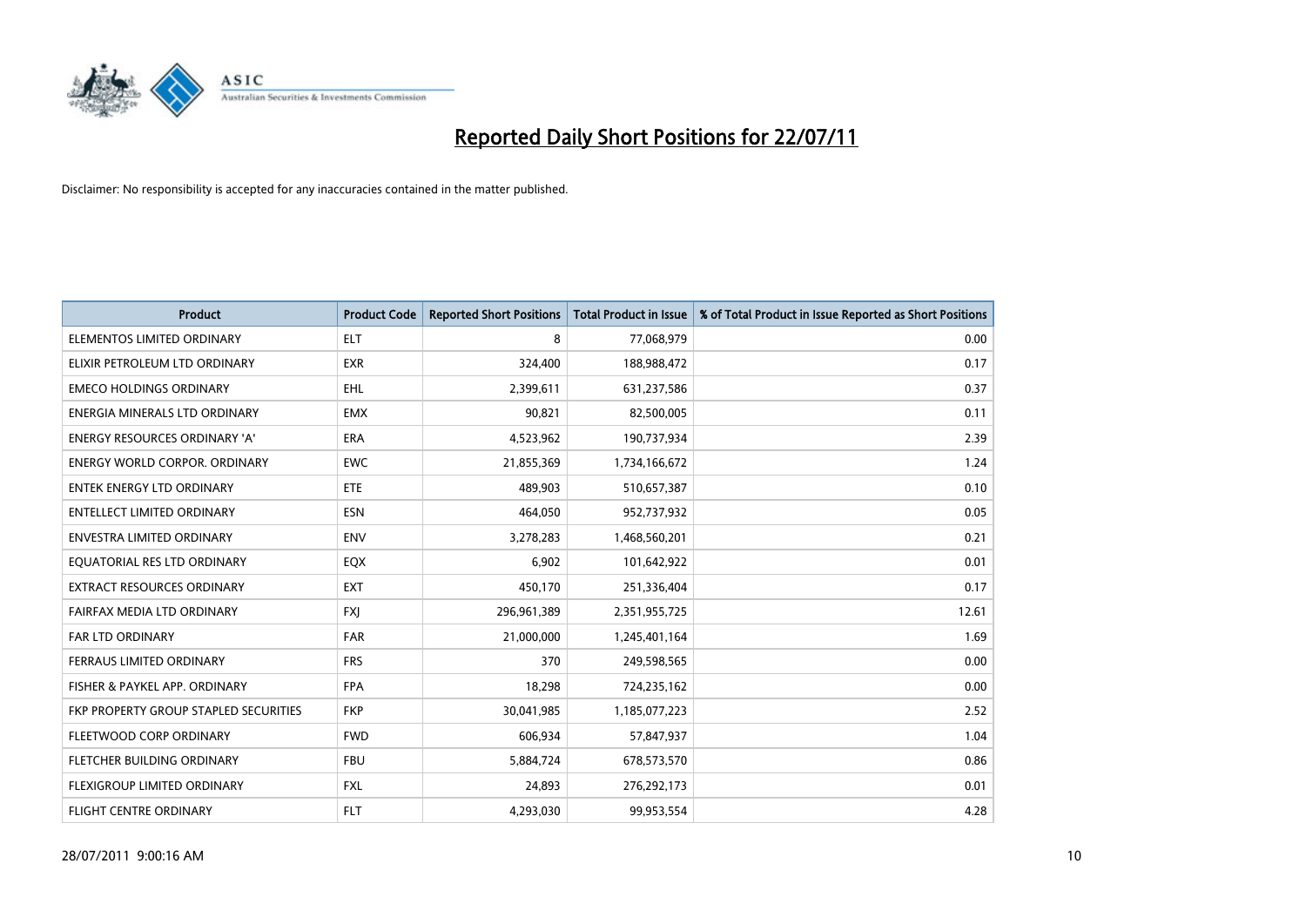# Reported Daily Short Positions for 22/07/11

Disclaimer: No responsibility is accepted for any inaccuracies contained in the matter published.

| Product | Product Code | Reported Short Positions | Total Product in Issue | % of Total Product in Issue Reported as Short Positions |
|---|---|---|---|---|
| ELEMENTOS LIMITED ORDINARY | ELT | 8 | 77,068,979 | 0.00 |
| ELIXIR PETROLEUM LTD ORDINARY | EXR | 324,400 | 188,988,472 | 0.17 |
| EMECO HOLDINGS ORDINARY | EHL | 2,399,611 | 631,237,586 | 0.37 |
| ENERGIA MINERALS LTD ORDINARY | EMX | 90,821 | 82,500,005 | 0.11 |
| ENERGY RESOURCES ORDINARY 'A' | ERA | 4,523,962 | 190,737,934 | 2.39 |
| ENERGY WORLD CORPOR. ORDINARY | EWC | 21,855,369 | 1,734,166,672 | 1.24 |
| ENTEK ENERGY LTD ORDINARY | ETE | 489,903 | 510,657,387 | 0.10 |
| ENTELLECT LIMITED ORDINARY | ESN | 464,050 | 952,737,932 | 0.05 |
| ENVESTRA LIMITED ORDINARY | ENV | 3,278,283 | 1,468,560,201 | 0.21 |
| EQUATORIAL RES LTD ORDINARY | EQX | 6,902 | 101,642,922 | 0.01 |
| EXTRACT RESOURCES ORDINARY | EXT | 450,170 | 251,336,404 | 0.17 |
| FAIRFAX MEDIA LTD ORDINARY | FXJ | 296,961,389 | 2,351,955,725 | 12.61 |
| FAR LTD ORDINARY | FAR | 21,000,000 | 1,245,401,164 | 1.69 |
| FERRAUS LIMITED ORDINARY | FRS | 370 | 249,598,565 | 0.00 |
| FISHER & PAYKEL APP. ORDINARY | FPA | 18,298 | 724,235,162 | 0.00 |
| FKP PROPERTY GROUP STAPLED SECURITIES | FKP | 30,041,985 | 1,185,077,223 | 2.52 |
| FLEETWOOD CORP ORDINARY | FWD | 606,934 | 57,847,937 | 1.04 |
| FLETCHER BUILDING ORDINARY | FBU | 5,884,724 | 678,573,570 | 0.86 |
| FLEXIGROUP LIMITED ORDINARY | FXL | 24,893 | 276,292,173 | 0.01 |
| FLIGHT CENTRE ORDINARY | FLT | 4,293,030 | 99,953,554 | 4.28 |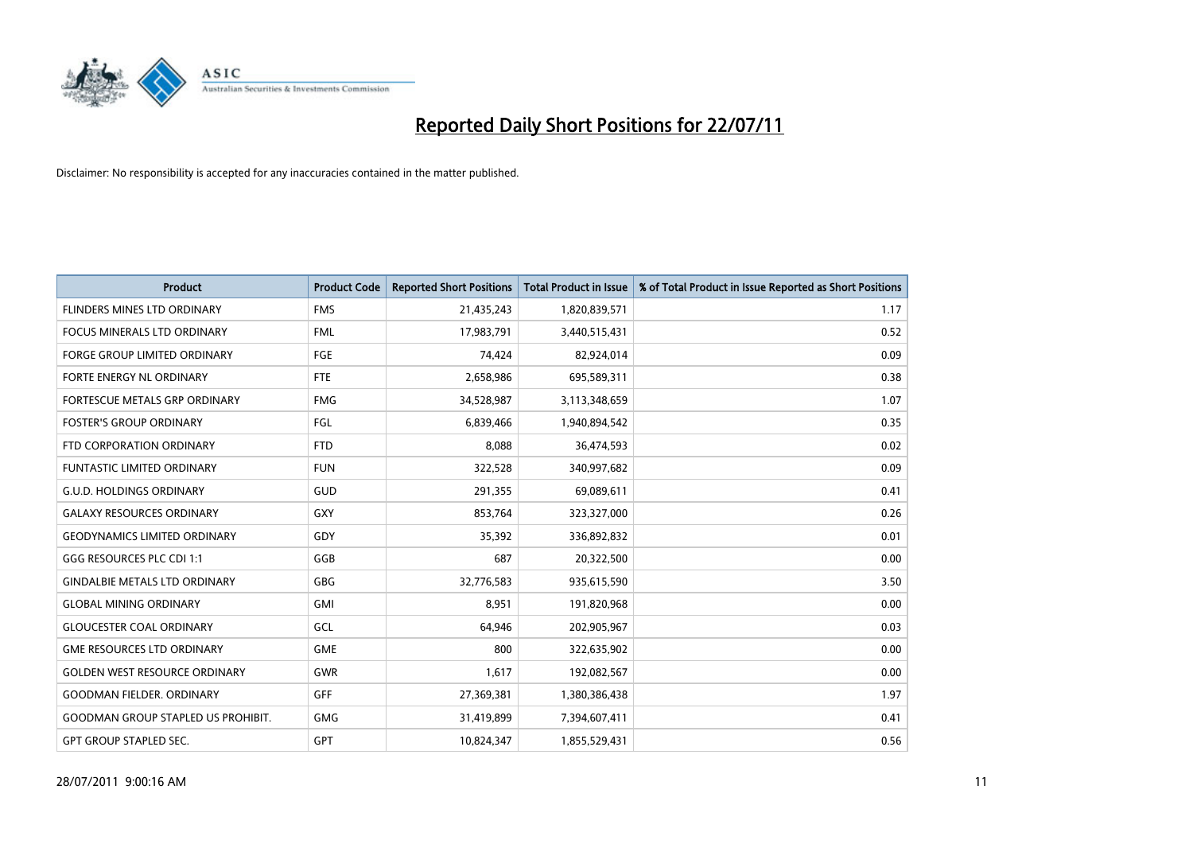# Reported Daily Short Positions for 22/07/11

Disclaimer: No responsibility is accepted for any inaccuracies contained in the matter published.

| Product | Product Code | Reported Short Positions | Total Product in Issue | % of Total Product in Issue Reported as Short Positions |
|---|---|---|---|---|
| FLINDERS MINES LTD ORDINARY | FMS | 21,435,243 | 1,820,839,571 | 1.17 |
| FOCUS MINERALS LTD ORDINARY | FML | 17,983,791 | 3,440,515,431 | 0.52 |
| FORGE GROUP LIMITED ORDINARY | FGE | 74,424 | 82,924,014 | 0.09 |
| FORTE ENERGY NL ORDINARY | FTE | 2,658,986 | 695,589,311 | 0.38 |
| FORTESCUE METALS GRP ORDINARY | FMG | 34,528,987 | 3,113,348,659 | 1.07 |
| FOSTER'S GROUP ORDINARY | FGL | 6,839,466 | 1,940,894,542 | 0.35 |
| FTD CORPORATION ORDINARY | FTD | 8,088 | 36,474,593 | 0.02 |
| FUNTASTIC LIMITED ORDINARY | FUN | 322,528 | 340,997,682 | 0.09 |
| G.U.D. HOLDINGS ORDINARY | GUD | 291,355 | 69,089,611 | 0.41 |
| GALAXY RESOURCES ORDINARY | GXY | 853,764 | 323,327,000 | 0.26 |
| GEODYNAMICS LIMITED ORDINARY | GDY | 35,392 | 336,892,832 | 0.01 |
| GGG RESOURCES PLC CDI 1:1 | GGB | 687 | 20,322,500 | 0.00 |
| GINDALBIE METALS LTD ORDINARY | GBG | 32,776,583 | 935,615,590 | 3.50 |
| GLOBAL MINING ORDINARY | GMI | 8,951 | 191,820,968 | 0.00 |
| GLOUCESTER COAL ORDINARY | GCL | 64,946 | 202,905,967 | 0.03 |
| GME RESOURCES LTD ORDINARY | GME | 800 | 322,635,902 | 0.00 |
| GOLDEN WEST RESOURCE ORDINARY | GWR | 1,617 | 192,082,567 | 0.00 |
| GOODMAN FIELDER. ORDINARY | GFF | 27,369,381 | 1,380,386,438 | 1.97 |
| GOODMAN GROUP STAPLED US PROHIBIT. | GMG | 31,419,899 | 7,394,607,411 | 0.41 |
| GPT GROUP STAPLED SEC. | GPT | 10,824,347 | 1,855,529,431 | 0.56 |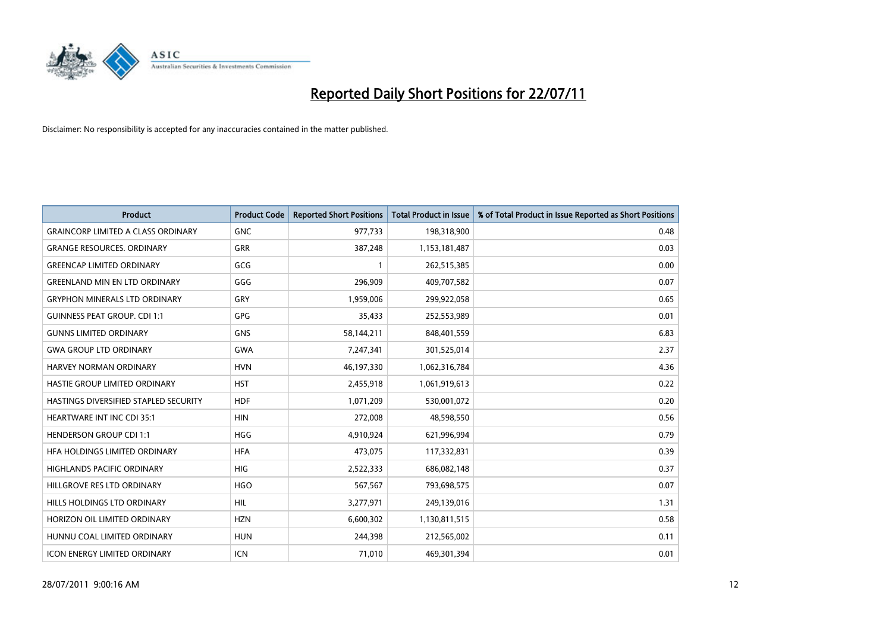# Reported Daily Short Positions for 22/07/11

Disclaimer: No responsibility is accepted for any inaccuracies contained in the matter published.

| Product | Product Code | Reported Short Positions | Total Product in Issue | % of Total Product in Issue Reported as Short Positions |
| --- | --- | --- | --- | --- |
| GRAINCORP LIMITED A CLASS ORDINARY | GNC | 977,733 | 198,318,900 | 0.48 |
| GRANGE RESOURCES. ORDINARY | GRR | 387,248 | 1,153,181,487 | 0.03 |
| GREENCAP LIMITED ORDINARY | GCG | 1 | 262,515,385 | 0.00 |
| GREENLAND MIN EN LTD ORDINARY | GGG | 296,909 | 409,707,582 | 0.07 |
| GRYPHON MINERALS LTD ORDINARY | GRY | 1,959,006 | 299,922,058 | 0.65 |
| GUINNESS PEAT GROUP. CDI 1:1 | GPG | 35,433 | 252,553,989 | 0.01 |
| GUNNS LIMITED ORDINARY | GNS | 58,144,211 | 848,401,559 | 6.83 |
| GWA GROUP LTD ORDINARY | GWA | 7,247,341 | 301,525,014 | 2.37 |
| HARVEY NORMAN ORDINARY | HVN | 46,197,330 | 1,062,316,784 | 4.36 |
| HASTIE GROUP LIMITED ORDINARY | HST | 2,455,918 | 1,061,919,613 | 0.22 |
| HASTINGS DIVERSIFIED STAPLED SECURITY | HDF | 1,071,209 | 530,001,072 | 0.20 |
| HEARTWARE INT INC CDI 35:1 | HIN | 272,008 | 48,598,550 | 0.56 |
| HENDERSON GROUP CDI 1:1 | HGG | 4,910,924 | 621,996,994 | 0.79 |
| HFA HOLDINGS LIMITED ORDINARY | HFA | 473,075 | 117,332,831 | 0.39 |
| HIGHLANDS PACIFIC ORDINARY | HIG | 2,522,333 | 686,082,148 | 0.37 |
| HILLGROVE RES LTD ORDINARY | HGO | 567,567 | 793,698,575 | 0.07 |
| HILLS HOLDINGS LTD ORDINARY | HIL | 3,277,971 | 249,139,016 | 1.31 |
| HORIZON OIL LIMITED ORDINARY | HZN | 6,600,302 | 1,130,811,515 | 0.58 |
| HUNNU COAL LIMITED ORDINARY | HUN | 244,398 | 212,565,002 | 0.11 |
| ICON ENERGY LIMITED ORDINARY | ICN | 71,010 | 469,301,394 | 0.01 |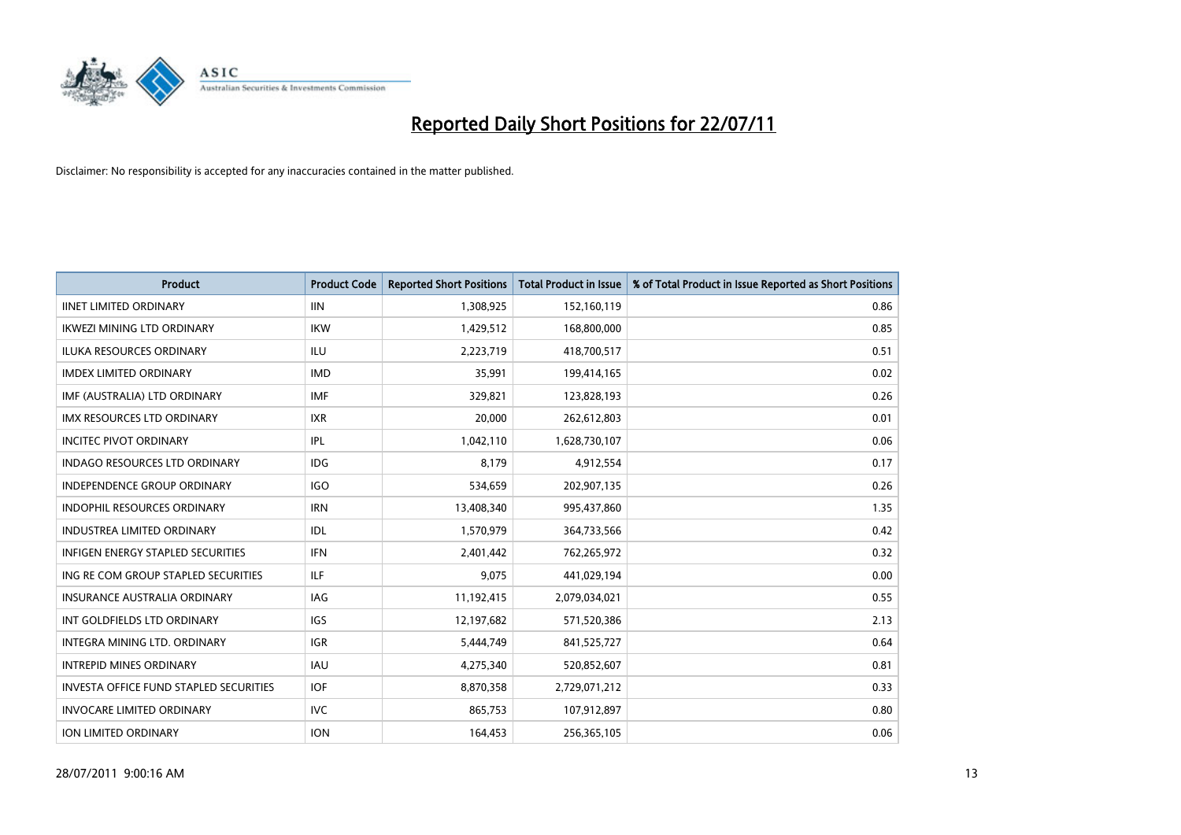# Reported Daily Short Positions for 22/07/11

Disclaimer: No responsibility is accepted for any inaccuracies contained in the matter published.

| Product | Product Code | Reported Short Positions | Total Product in Issue | % of Total Product in Issue Reported as Short Positions |
|---|---|---|---|---|
| IINET LIMITED ORDINARY | IIN | 1,308,925 | 152,160,119 | 0.86 |
| IKWEZI MINING LTD ORDINARY | IKW | 1,429,512 | 168,800,000 | 0.85 |
| ILUKA RESOURCES ORDINARY | ILU | 2,223,719 | 418,700,517 | 0.51 |
| IMDEX LIMITED ORDINARY | IMD | 35,991 | 199,414,165 | 0.02 |
| IMF (AUSTRALIA) LTD ORDINARY | IMF | 329,821 | 123,828,193 | 0.26 |
| IMX RESOURCES LTD ORDINARY | IXR | 20,000 | 262,612,803 | 0.01 |
| INCITEC PIVOT ORDINARY | IPL | 1,042,110 | 1,628,730,107 | 0.06 |
| INDAGO RESOURCES LTD ORDINARY | IDG | 8,179 | 4,912,554 | 0.17 |
| INDEPENDENCE GROUP ORDINARY | IGO | 534,659 | 202,907,135 | 0.26 |
| INDOPHIL RESOURCES ORDINARY | IRN | 13,408,340 | 995,437,860 | 1.35 |
| INDUSTREA LIMITED ORDINARY | IDL | 1,570,979 | 364,733,566 | 0.42 |
| INFIGEN ENERGY STAPLED SECURITIES | IFN | 2,401,442 | 762,265,972 | 0.32 |
| ING RE COM GROUP STAPLED SECURITIES | ILF | 9,075 | 441,029,194 | 0.00 |
| INSURANCE AUSTRALIA ORDINARY | IAG | 11,192,415 | 2,079,034,021 | 0.55 |
| INT GOLDFIELDS LTD ORDINARY | IGS | 12,197,682 | 571,520,386 | 2.13 |
| INTEGRA MINING LTD. ORDINARY | IGR | 5,444,749 | 841,525,727 | 0.64 |
| INTREPID MINES ORDINARY | IAU | 4,275,340 | 520,852,607 | 0.81 |
| INVESTA OFFICE FUND STAPLED SECURITIES | IOF | 8,870,358 | 2,729,071,212 | 0.33 |
| INVOCARE LIMITED ORDINARY | IVC | 865,753 | 107,912,897 | 0.80 |
| ION LIMITED ORDINARY | ION | 164,453 | 256,365,105 | 0.06 |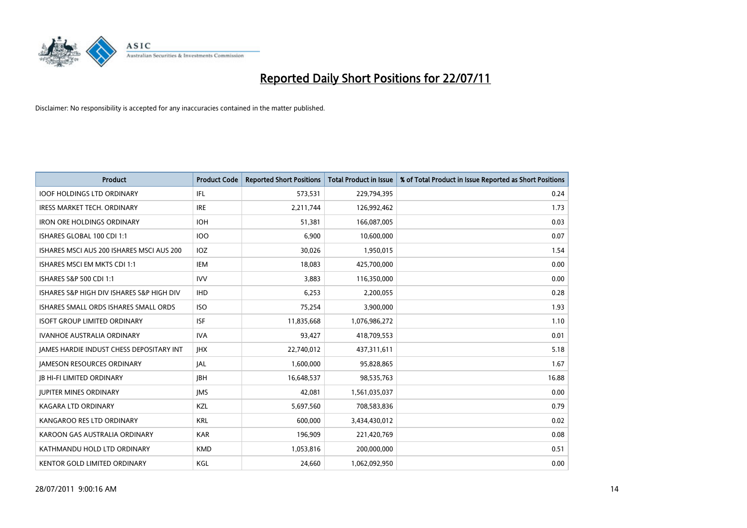# Reported Daily Short Positions for 22/07/11

Disclaimer: No responsibility is accepted for any inaccuracies contained in the matter published.

| Product | Product Code | Reported Short Positions | Total Product in Issue | % of Total Product in Issue Reported as Short Positions |
|---|---|---|---|---|
| IOOF HOLDINGS LTD ORDINARY | IFL | 573,531 | 229,794,395 | 0.24 |
| IRESS MARKET TECH. ORDINARY | IRE | 2,211,744 | 126,992,462 | 1.73 |
| IRON ORE HOLDINGS ORDINARY | IOH | 51,381 | 166,087,005 | 0.03 |
| ISHARES GLOBAL 100 CDI 1:1 | IOO | 6,900 | 10,600,000 | 0.07 |
| ISHARES MSCI AUS 200 ISHARES MSCI AUS 200 | IOZ | 30,026 | 1,950,015 | 1.54 |
| ISHARES MSCI EM MKTS CDI 1:1 | IEM | 18,083 | 425,700,000 | 0.00 |
| ISHARES S&P 500 CDI 1:1 | IVV | 3,883 | 116,350,000 | 0.00 |
| ISHARES S&P HIGH DIV ISHARES S&P HIGH DIV | IHD | 6,253 | 2,200,055 | 0.28 |
| ISHARES SMALL ORDS ISHARES SMALL ORDS | ISO | 75,254 | 3,900,000 | 1.93 |
| ISOFT GROUP LIMITED ORDINARY | ISF | 11,835,668 | 1,076,986,272 | 1.10 |
| IVANHOE AUSTRALIA ORDINARY | IVA | 93,427 | 418,709,553 | 0.01 |
| JAMES HARDIE INDUST CHESS DEPOSITARY INT | JHX | 22,740,012 | 437,311,611 | 5.18 |
| JAMESON RESOURCES ORDINARY | JAL | 1,600,000 | 95,828,865 | 1.67 |
| JB HI-FI LIMITED ORDINARY | JBH | 16,648,537 | 98,535,763 | 16.88 |
| JUPITER MINES ORDINARY | JMS | 42,081 | 1,561,035,037 | 0.00 |
| KAGARA LTD ORDINARY | KZL | 5,697,560 | 708,583,836 | 0.79 |
| KANGAROO RES LTD ORDINARY | KRL | 600,000 | 3,434,430,012 | 0.02 |
| KAROON GAS AUSTRALIA ORDINARY | KAR | 196,909 | 221,420,769 | 0.08 |
| KATHMANDU HOLD LTD ORDINARY | KMD | 1,053,816 | 200,000,000 | 0.51 |
| KENTOR GOLD LIMITED ORDINARY | KGL | 24,660 | 1,062,092,950 | 0.00 |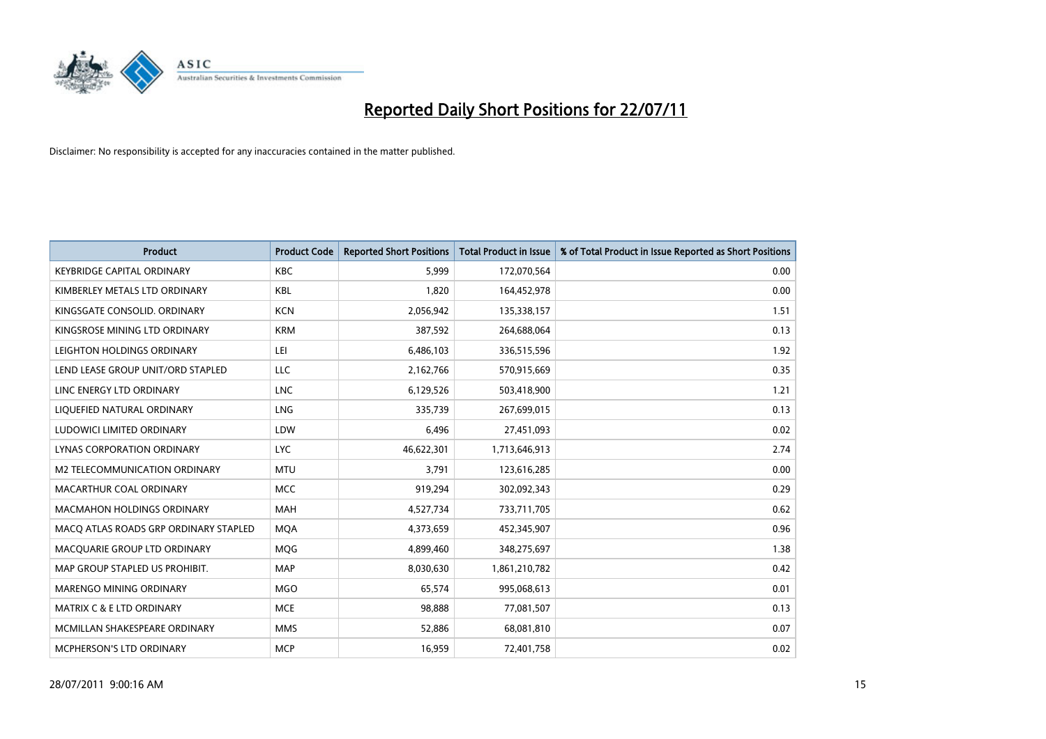# Reported Daily Short Positions for 22/07/11

Disclaimer: No responsibility is accepted for any inaccuracies contained in the matter published.

| Product | Product Code | Reported Short Positions | Total Product in Issue | % of Total Product in Issue Reported as Short Positions |
|---|---|---|---|---|
| KEYBRIDGE CAPITAL ORDINARY | KBC | 5,999 | 172,070,564 | 0.00 |
| KIMBERLEY METALS LTD ORDINARY | KBL | 1,820 | 164,452,978 | 0.00 |
| KINGSGATE CONSOLID. ORDINARY | KCN | 2,056,942 | 135,338,157 | 1.51 |
| KINGSROSE MINING LTD ORDINARY | KRM | 387,592 | 264,688,064 | 0.13 |
| LEIGHTON HOLDINGS ORDINARY | LEI | 6,486,103 | 336,515,596 | 1.92 |
| LEND LEASE GROUP UNIT/ORD STAPLED | LLC | 2,162,766 | 570,915,669 | 0.35 |
| LINC ENERGY LTD ORDINARY | LNC | 6,129,526 | 503,418,900 | 1.21 |
| LIQUEFIED NATURAL ORDINARY | LNG | 335,739 | 267,699,015 | 0.13 |
| LUDOWICI LIMITED ORDINARY | LDW | 6,496 | 27,451,093 | 0.02 |
| LYNAS CORPORATION ORDINARY | LYC | 46,622,301 | 1,713,646,913 | 2.74 |
| M2 TELECOMMUNICATION ORDINARY | MTU | 3,791 | 123,616,285 | 0.00 |
| MACARTHUR COAL ORDINARY | MCC | 919,294 | 302,092,343 | 0.29 |
| MACMAHON HOLDINGS ORDINARY | MAH | 4,527,734 | 733,711,705 | 0.62 |
| MACQ ATLAS ROADS GRP ORDINARY STAPLED | MQA | 4,373,659 | 452,345,907 | 0.96 |
| MACQUARIE GROUP LTD ORDINARY | MQG | 4,899,460 | 348,275,697 | 1.38 |
| MAP GROUP STAPLED US PROHIBIT. | MAP | 8,030,630 | 1,861,210,782 | 0.42 |
| MARENGO MINING ORDINARY | MGO | 65,574 | 995,068,613 | 0.01 |
| MATRIX C & E LTD ORDINARY | MCE | 98,888 | 77,081,507 | 0.13 |
| MCMILLAN SHAKESPEARE ORDINARY | MMS | 52,886 | 68,081,810 | 0.07 |
| MCPHERSON'S LTD ORDINARY | MCP | 16,959 | 72,401,758 | 0.02 |

28/07/2011 9:00:16 AM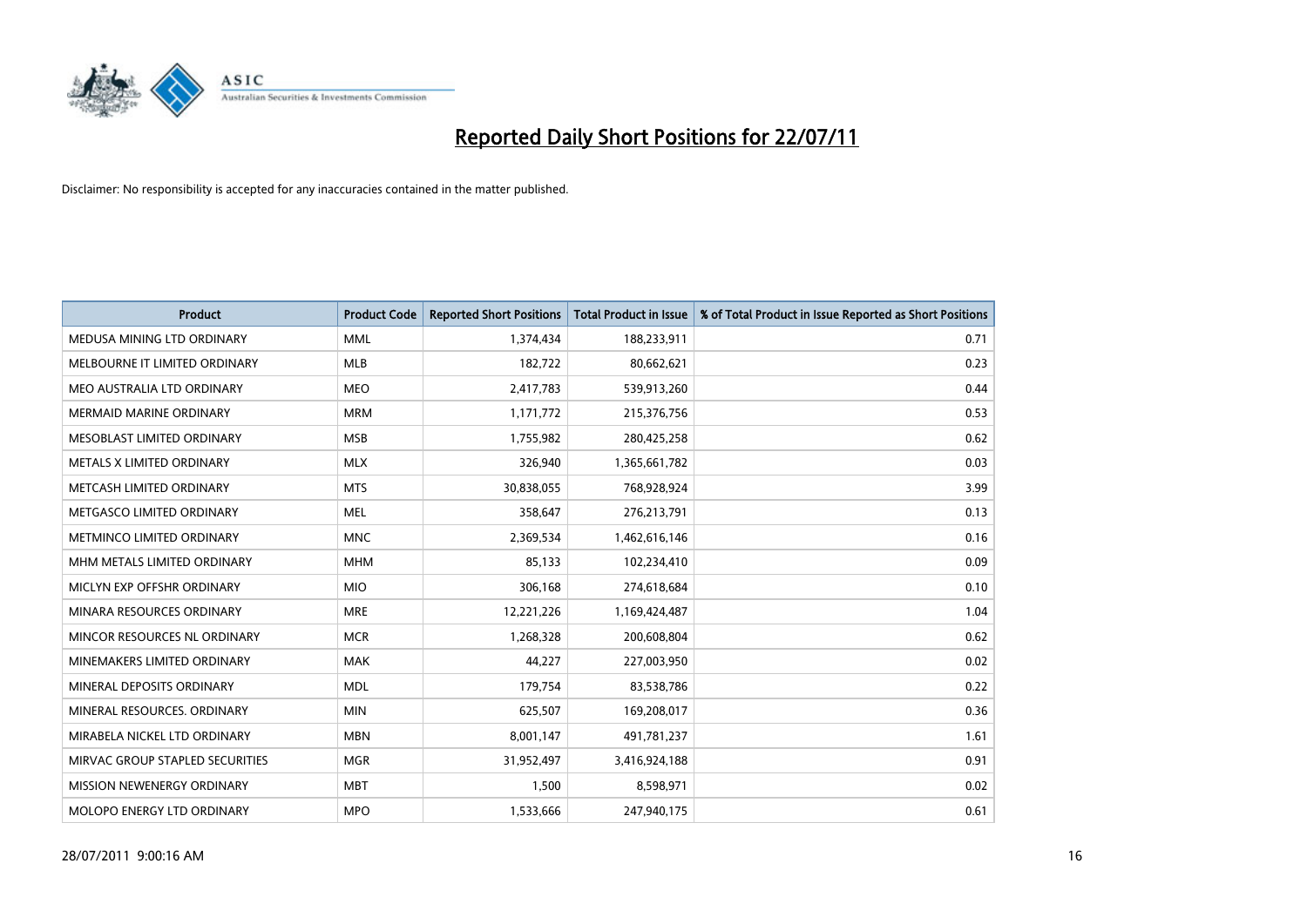# Reported Daily Short Positions for 22/07/11

Disclaimer: No responsibility is accepted for any inaccuracies contained in the matter published.

| Product | Product Code | Reported Short Positions | Total Product in Issue | % of Total Product in Issue Reported as Short Positions |
|---|---|---|---|---|
| MEDUSA MINING LTD ORDINARY | MML | 1,374,434 | 188,233,911 | 0.71 |
| MELBOURNE IT LIMITED ORDINARY | MLB | 182,722 | 80,662,621 | 0.23 |
| MEO AUSTRALIA LTD ORDINARY | MEO | 2,417,783 | 539,913,260 | 0.44 |
| MERMAID MARINE ORDINARY | MRM | 1,171,772 | 215,376,756 | 0.53 |
| MESOBLAST LIMITED ORDINARY | MSB | 1,755,982 | 280,425,258 | 0.62 |
| METALS X LIMITED ORDINARY | MLX | 326,940 | 1,365,661,782 | 0.03 |
| METCASH LIMITED ORDINARY | MTS | 30,838,055 | 768,928,924 | 3.99 |
| METGASCO LIMITED ORDINARY | MEL | 358,647 | 276,213,791 | 0.13 |
| METMINCO LIMITED ORDINARY | MNC | 2,369,534 | 1,462,616,146 | 0.16 |
| MHM METALS LIMITED ORDINARY | MHM | 85,133 | 102,234,410 | 0.09 |
| MICLYN EXP OFFSHR ORDINARY | MIO | 306,168 | 274,618,684 | 0.10 |
| MINARA RESOURCES ORDINARY | MRE | 12,221,226 | 1,169,424,487 | 1.04 |
| MINCOR RESOURCES NL ORDINARY | MCR | 1,268,328 | 200,608,804 | 0.62 |
| MINEMAKERS LIMITED ORDINARY | MAK | 44,227 | 227,003,950 | 0.02 |
| MINERAL DEPOSITS ORDINARY | MDL | 179,754 | 83,538,786 | 0.22 |
| MINERAL RESOURCES. ORDINARY | MIN | 625,507 | 169,208,017 | 0.36 |
| MIRABELA NICKEL LTD ORDINARY | MBN | 8,001,147 | 491,781,237 | 1.61 |
| MIRVAC GROUP STAPLED SECURITIES | MGR | 31,952,497 | 3,416,924,188 | 0.91 |
| MISSION NEWENERGY ORDINARY | MBT | 1,500 | 8,598,971 | 0.02 |
| MOLOPO ENERGY LTD ORDINARY | MPO | 1,533,666 | 247,940,175 | 0.61 |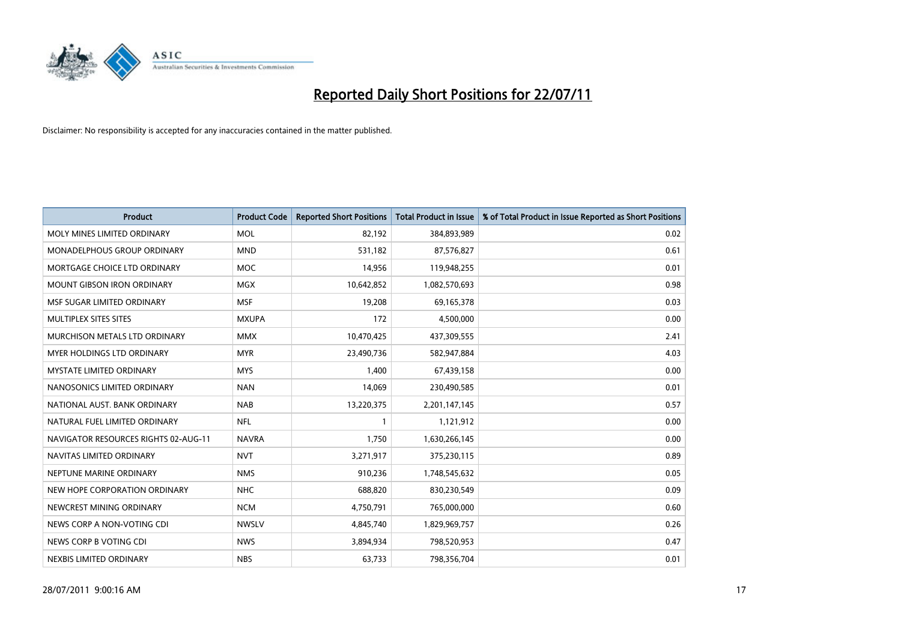# Reported Daily Short Positions for 22/07/11

Disclaimer: No responsibility is accepted for any inaccuracies contained in the matter published.

| Product | Product Code | Reported Short Positions | Total Product in Issue | % of Total Product in Issue Reported as Short Positions |
|---|---|---|---|---|
| MOLY MINES LIMITED ORDINARY | MOL | 82,192 | 384,893,989 | 0.02 |
| MONADELPHOUS GROUP ORDINARY | MND | 531,182 | 87,576,827 | 0.61 |
| MORTGAGE CHOICE LTD ORDINARY | MOC | 14,956 | 119,948,255 | 0.01 |
| MOUNT GIBSON IRON ORDINARY | MGX | 10,642,852 | 1,082,570,693 | 0.98 |
| MSF SUGAR LIMITED ORDINARY | MSF | 19,208 | 69,165,378 | 0.03 |
| MULTIPLEX SITES SITES | MXUPA | 172 | 4,500,000 | 0.00 |
| MURCHISON METALS LTD ORDINARY | MMX | 10,470,425 | 437,309,555 | 2.41 |
| MYER HOLDINGS LTD ORDINARY | MYR | 23,490,736 | 582,947,884 | 4.03 |
| MYSTATE LIMITED ORDINARY | MYS | 1,400 | 67,439,158 | 0.00 |
| NANOSONICS LIMITED ORDINARY | NAN | 14,069 | 230,490,585 | 0.01 |
| NATIONAL AUST. BANK ORDINARY | NAB | 13,220,375 | 2,201,147,145 | 0.57 |
| NATURAL FUEL LIMITED ORDINARY | NFL | 1 | 1,121,912 | 0.00 |
| NAVIGATOR RESOURCES RIGHTS 02-AUG-11 | NAVRA | 1,750 | 1,630,266,145 | 0.00 |
| NAVITAS LIMITED ORDINARY | NVT | 3,271,917 | 375,230,115 | 0.89 |
| NEPTUNE MARINE ORDINARY | NMS | 910,236 | 1,748,545,632 | 0.05 |
| NEW HOPE CORPORATION ORDINARY | NHC | 688,820 | 830,230,549 | 0.09 |
| NEWCREST MINING ORDINARY | NCM | 4,750,791 | 765,000,000 | 0.60 |
| NEWS CORP A NON-VOTING CDI | NWSLV | 4,845,740 | 1,829,969,757 | 0.26 |
| NEWS CORP B VOTING CDI | NWS | 3,894,934 | 798,520,953 | 0.47 |
| NEXBIS LIMITED ORDINARY | NBS | 63,733 | 798,356,704 | 0.01 |

28/07/2011 9:00:16 AM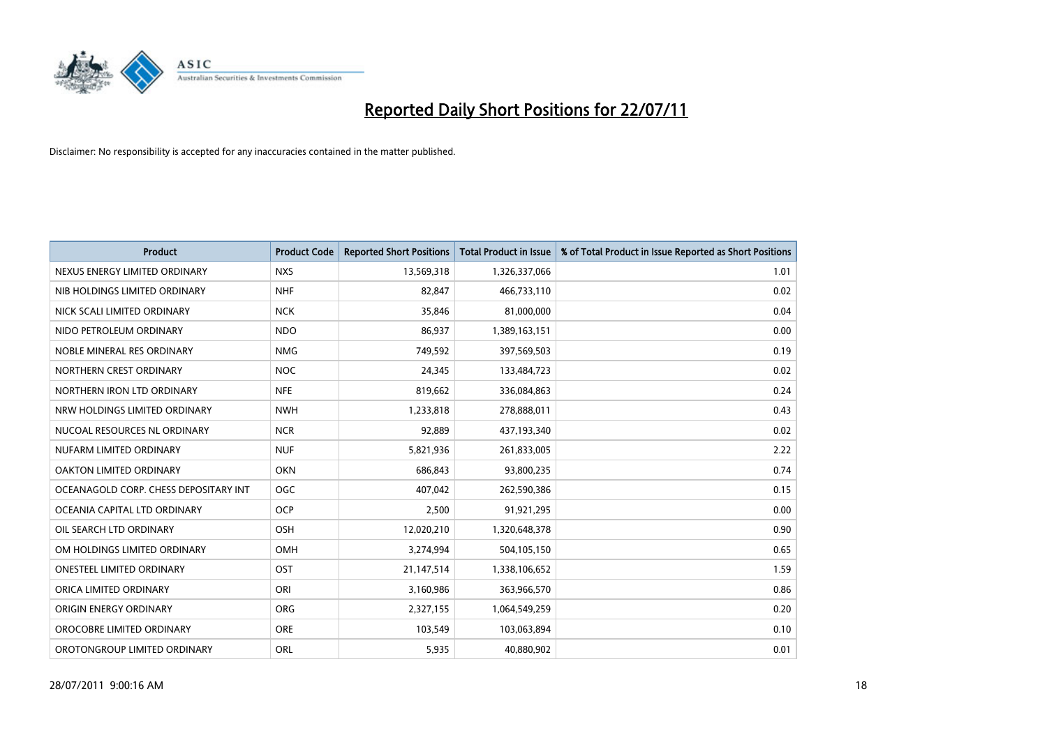# Reported Daily Short Positions for 22/07/11

Disclaimer: No responsibility is accepted for any inaccuracies contained in the matter published.

| Product | Product Code | Reported Short Positions | Total Product in Issue | % of Total Product in Issue Reported as Short Positions |
|---|---|---|---|---|
| NEXUS ENERGY LIMITED ORDINARY | NXS | 13,569,318 | 1,326,337,066 | 1.01 |
| NIB HOLDINGS LIMITED ORDINARY | NHF | 82,847 | 466,733,110 | 0.02 |
| NICK SCALI LIMITED ORDINARY | NCK | 35,846 | 81,000,000 | 0.04 |
| NIDO PETROLEUM ORDINARY | NDO | 86,937 | 1,389,163,151 | 0.00 |
| NOBLE MINERAL RES ORDINARY | NMG | 749,592 | 397,569,503 | 0.19 |
| NORTHERN CREST ORDINARY | NOC | 24,345 | 133,484,723 | 0.02 |
| NORTHERN IRON LTD ORDINARY | NFE | 819,662 | 336,084,863 | 0.24 |
| NRW HOLDINGS LIMITED ORDINARY | NWH | 1,233,818 | 278,888,011 | 0.43 |
| NUCOAL RESOURCES NL ORDINARY | NCR | 92,889 | 437,193,340 | 0.02 |
| NUFARM LIMITED ORDINARY | NUF | 5,821,936 | 261,833,005 | 2.22 |
| OAKTON LIMITED ORDINARY | OKN | 686,843 | 93,800,235 | 0.74 |
| OCEANAGOLD CORP. CHESS DEPOSITARY INT | OGC | 407,042 | 262,590,386 | 0.15 |
| OCEANIA CAPITAL LTD ORDINARY | OCP | 2,500 | 91,921,295 | 0.00 |
| OIL SEARCH LTD ORDINARY | OSH | 12,020,210 | 1,320,648,378 | 0.90 |
| OM HOLDINGS LIMITED ORDINARY | OMH | 3,274,994 | 504,105,150 | 0.65 |
| ONESTEEL LIMITED ORDINARY | OST | 21,147,514 | 1,338,106,652 | 1.59 |
| ORICA LIMITED ORDINARY | ORI | 3,160,986 | 363,966,570 | 0.86 |
| ORIGIN ENERGY ORDINARY | ORG | 2,327,155 | 1,064,549,259 | 0.20 |
| OROCOBRE LIMITED ORDINARY | ORE | 103,549 | 103,063,894 | 0.10 |
| OROTONGROUP LIMITED ORDINARY | ORL | 5,935 | 40,880,902 | 0.01 |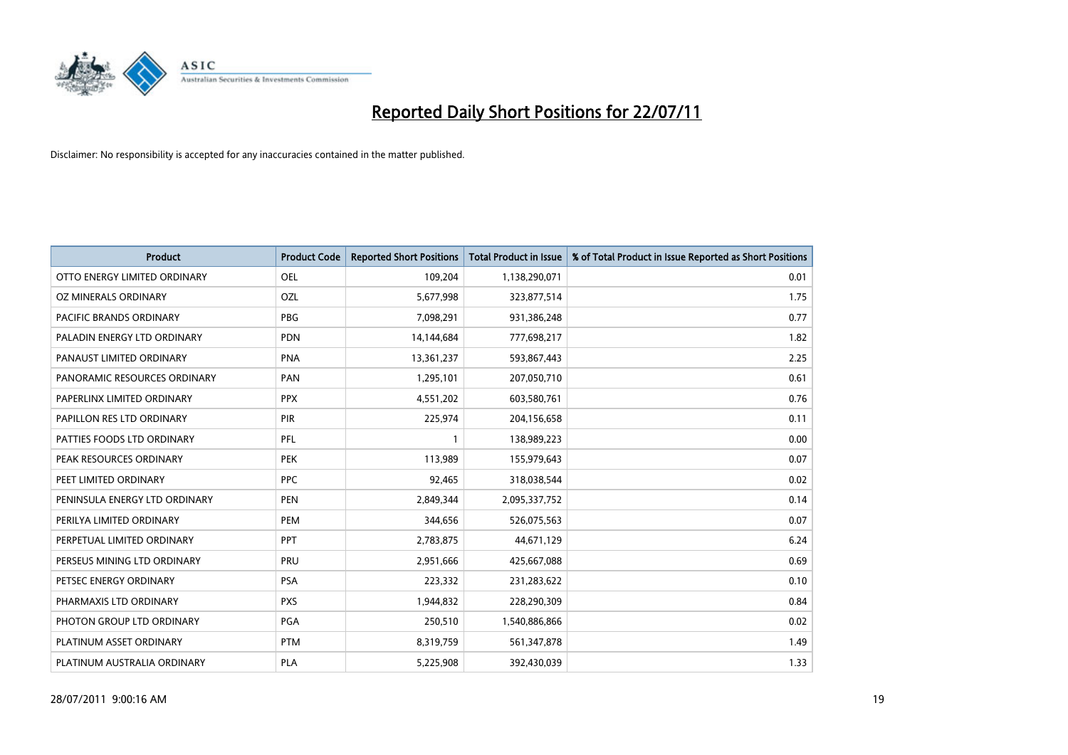# Reported Daily Short Positions for 22/07/11

Disclaimer: No responsibility is accepted for any inaccuracies contained in the matter published.

| Product | Product Code | Reported Short Positions | Total Product in Issue | % of Total Product in Issue Reported as Short Positions |
|---|---|---|---|---|
| OTTO ENERGY LIMITED ORDINARY | OEL | 109,204 | 1,138,290,071 | 0.01 |
| OZ MINERALS ORDINARY | OZL | 5,677,998 | 323,877,514 | 1.75 |
| PACIFIC BRANDS ORDINARY | PBG | 7,098,291 | 931,386,248 | 0.77 |
| PALADIN ENERGY LTD ORDINARY | PDN | 14,144,684 | 777,698,217 | 1.82 |
| PANAUST LIMITED ORDINARY | PNA | 13,361,237 | 593,867,443 | 2.25 |
| PANORAMIC RESOURCES ORDINARY | PAN | 1,295,101 | 207,050,710 | 0.61 |
| PAPERLINX LIMITED ORDINARY | PPX | 4,551,202 | 603,580,761 | 0.76 |
| PAPILLON RES LTD ORDINARY | PIR | 225,974 | 204,156,658 | 0.11 |
| PATTIES FOODS LTD ORDINARY | PFL | 1 | 138,989,223 | 0.00 |
| PEAK RESOURCES ORDINARY | PEK | 113,989 | 155,979,643 | 0.07 |
| PEET LIMITED ORDINARY | PPC | 92,465 | 318,038,544 | 0.02 |
| PENINSULA ENERGY LTD ORDINARY | PEN | 2,849,344 | 2,095,337,752 | 0.14 |
| PERILYA LIMITED ORDINARY | PEM | 344,656 | 526,075,563 | 0.07 |
| PERPETUAL LIMITED ORDINARY | PPT | 2,783,875 | 44,671,129 | 6.24 |
| PERSEUS MINING LTD ORDINARY | PRU | 2,951,666 | 425,667,088 | 0.69 |
| PETSEC ENERGY ORDINARY | PSA | 223,332 | 231,283,622 | 0.10 |
| PHARMAXIS LTD ORDINARY | PXS | 1,944,832 | 228,290,309 | 0.84 |
| PHOTON GROUP LTD ORDINARY | PGA | 250,510 | 1,540,886,866 | 0.02 |
| PLATINUM ASSET ORDINARY | PTM | 8,319,759 | 561,347,878 | 1.49 |
| PLATINUM AUSTRALIA ORDINARY | PLA | 5,225,908 | 392,430,039 | 1.33 |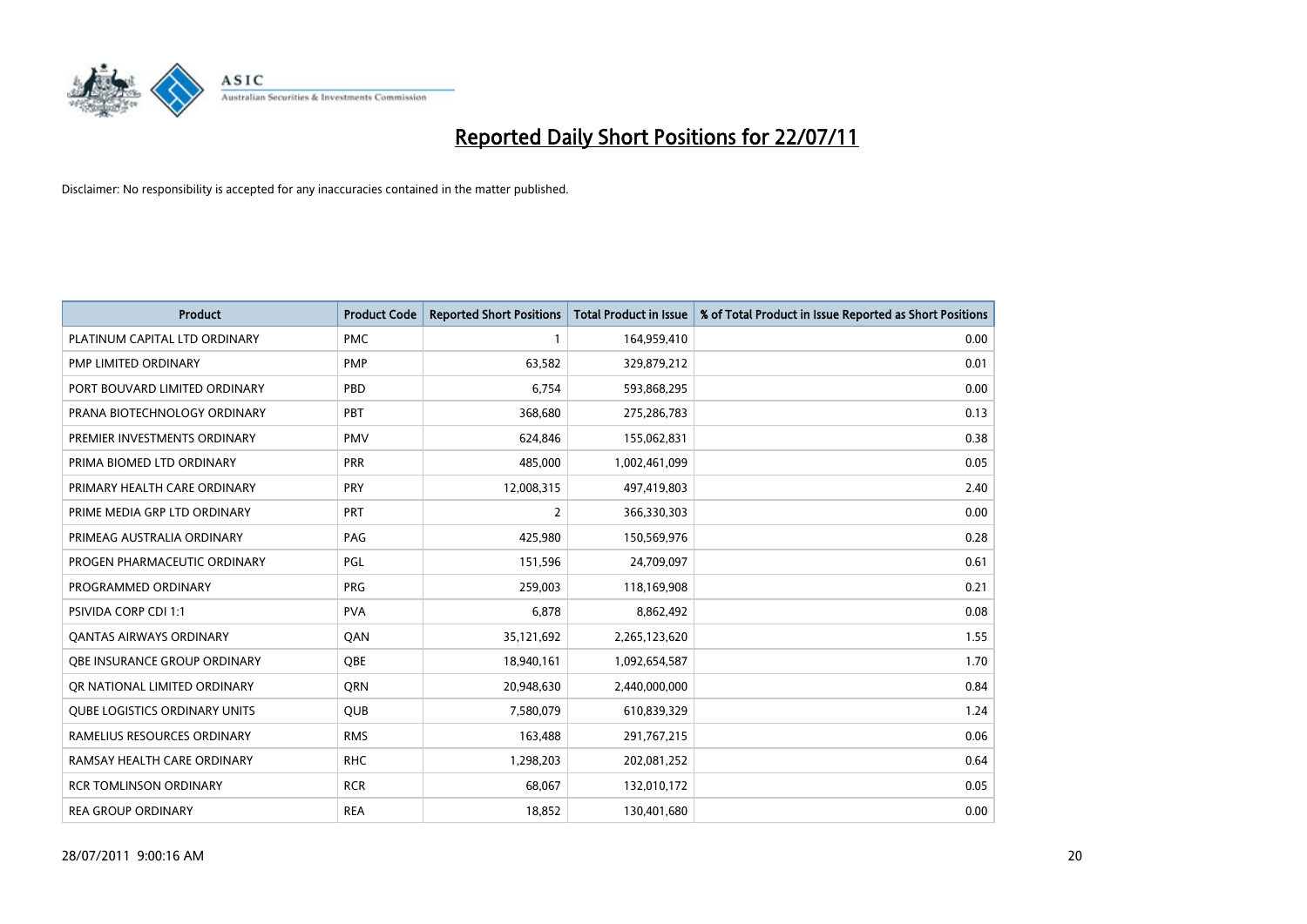# Reported Daily Short Positions for 22/07/11

Disclaimer: No responsibility is accepted for any inaccuracies contained in the matter published.

| Product | Product Code | Reported Short Positions | Total Product in Issue | % of Total Product in Issue Reported as Short Positions |
|---|---|---|---|---|
| PLATINUM CAPITAL LTD ORDINARY | PMC | 1 | 164,959,410 | 0.00 |
| PMP LIMITED ORDINARY | PMP | 63,582 | 329,879,212 | 0.01 |
| PORT BOUVARD LIMITED ORDINARY | PBD | 6,754 | 593,868,295 | 0.00 |
| PRANA BIOTECHNOLOGY ORDINARY | PBT | 368,680 | 275,286,783 | 0.13 |
| PREMIER INVESTMENTS ORDINARY | PMV | 624,846 | 155,062,831 | 0.38 |
| PRIMA BIOMED LTD ORDINARY | PRR | 485,000 | 1,002,461,099 | 0.05 |
| PRIMARY HEALTH CARE ORDINARY | PRY | 12,008,315 | 497,419,803 | 2.40 |
| PRIME MEDIA GRP LTD ORDINARY | PRT | 2 | 366,330,303 | 0.00 |
| PRIMEAG AUSTRALIA ORDINARY | PAG | 425,980 | 150,569,976 | 0.28 |
| PROGEN PHARMACEUTIC ORDINARY | PGL | 151,596 | 24,709,097 | 0.61 |
| PROGRAMMED ORDINARY | PRG | 259,003 | 118,169,908 | 0.21 |
| PSIVIDA CORP CDI 1:1 | PVA | 6,878 | 8,862,492 | 0.08 |
| QANTAS AIRWAYS ORDINARY | QAN | 35,121,692 | 2,265,123,620 | 1.55 |
| QBE INSURANCE GROUP ORDINARY | QBE | 18,940,161 | 1,092,654,587 | 1.70 |
| QR NATIONAL LIMITED ORDINARY | QRN | 20,948,630 | 2,440,000,000 | 0.84 |
| QUBE LOGISTICS ORDINARY UNITS | QUB | 7,580,079 | 610,839,329 | 1.24 |
| RAMELIUS RESOURCES ORDINARY | RMS | 163,488 | 291,767,215 | 0.06 |
| RAMSAY HEALTH CARE ORDINARY | RHC | 1,298,203 | 202,081,252 | 0.64 |
| RCR TOMLINSON ORDINARY | RCR | 68,067 | 132,010,172 | 0.05 |
| REA GROUP ORDINARY | REA | 18,852 | 130,401,680 | 0.00 |

28/07/2011 9:00:16 AM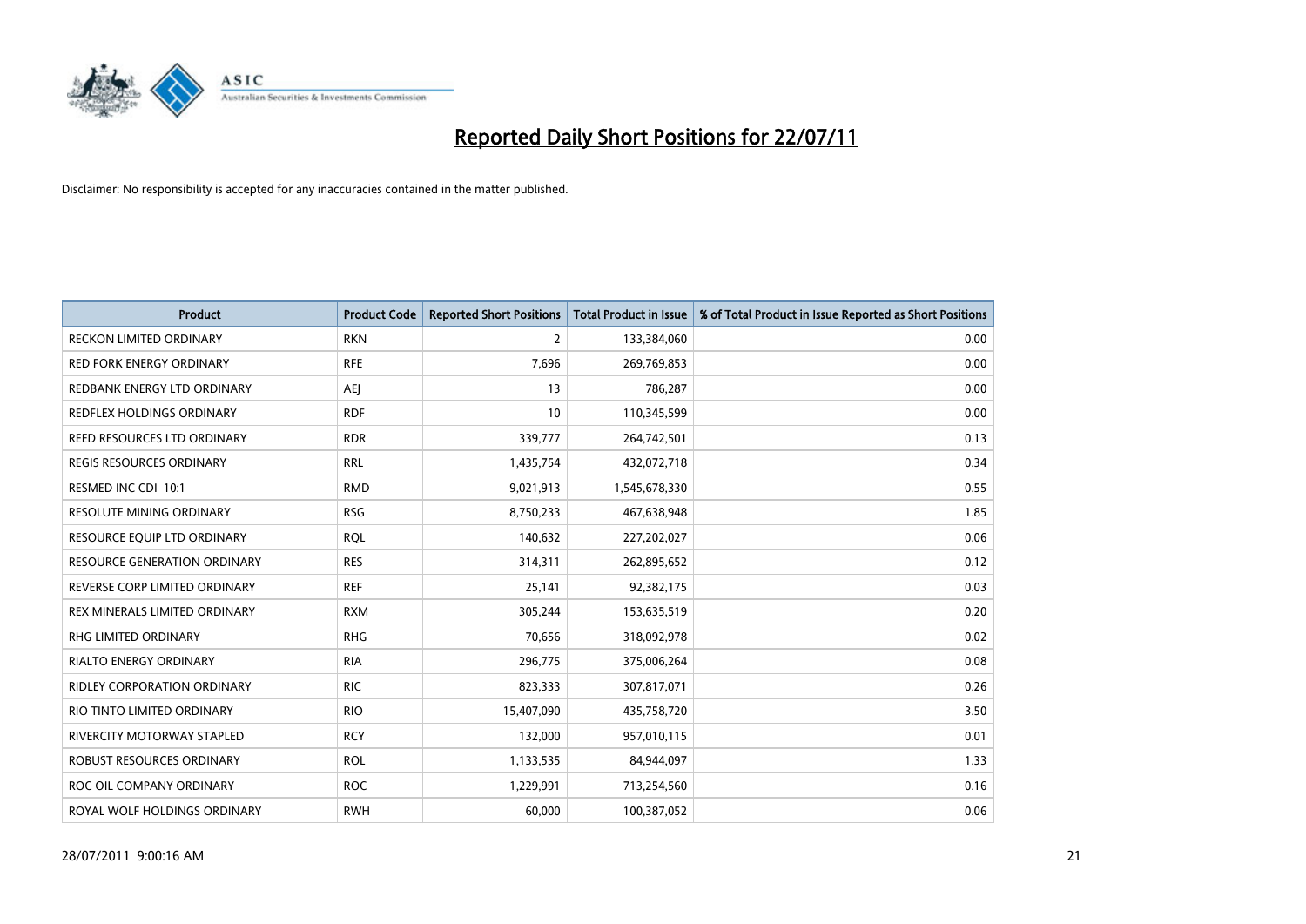# Reported Daily Short Positions for 22/07/11

Disclaimer: No responsibility is accepted for any inaccuracies contained in the matter published.

| Product | Product Code | Reported Short Positions | Total Product in Issue | % of Total Product in Issue Reported as Short Positions |
|---|---|---|---|---|
| RECKON LIMITED ORDINARY | RKN | 2 | 133,384,060 | 0.00 |
| RED FORK ENERGY ORDINARY | RFE | 7,696 | 269,769,853 | 0.00 |
| REDBANK ENERGY LTD ORDINARY | AEJ | 13 | 786,287 | 0.00 |
| REDFLEX HOLDINGS ORDINARY | RDF | 10 | 110,345,599 | 0.00 |
| REED RESOURCES LTD ORDINARY | RDR | 339,777 | 264,742,501 | 0.13 |
| REGIS RESOURCES ORDINARY | RRL | 1,435,754 | 432,072,718 | 0.34 |
| RESMED INC CDI 10:1 | RMD | 9,021,913 | 1,545,678,330 | 0.55 |
| RESOLUTE MINING ORDINARY | RSG | 8,750,233 | 467,638,948 | 1.85 |
| RESOURCE EQUIP LTD ORDINARY | RQL | 140,632 | 227,202,027 | 0.06 |
| RESOURCE GENERATION ORDINARY | RES | 314,311 | 262,895,652 | 0.12 |
| REVERSE CORP LIMITED ORDINARY | REF | 25,141 | 92,382,175 | 0.03 |
| REX MINERALS LIMITED ORDINARY | RXM | 305,244 | 153,635,519 | 0.20 |
| RHG LIMITED ORDINARY | RHG | 70,656 | 318,092,978 | 0.02 |
| RIALTO ENERGY ORDINARY | RIA | 296,775 | 375,006,264 | 0.08 |
| RIDLEY CORPORATION ORDINARY | RIC | 823,333 | 307,817,071 | 0.26 |
| RIO TINTO LIMITED ORDINARY | RIO | 15,407,090 | 435,758,720 | 3.50 |
| RIVERCITY MOTORWAY STAPLED | RCY | 132,000 | 957,010,115 | 0.01 |
| ROBUST RESOURCES ORDINARY | ROL | 1,133,535 | 84,944,097 | 1.33 |
| ROC OIL COMPANY ORDINARY | ROC | 1,229,991 | 713,254,560 | 0.16 |
| ROYAL WOLF HOLDINGS ORDINARY | RWH | 60,000 | 100,387,052 | 0.06 |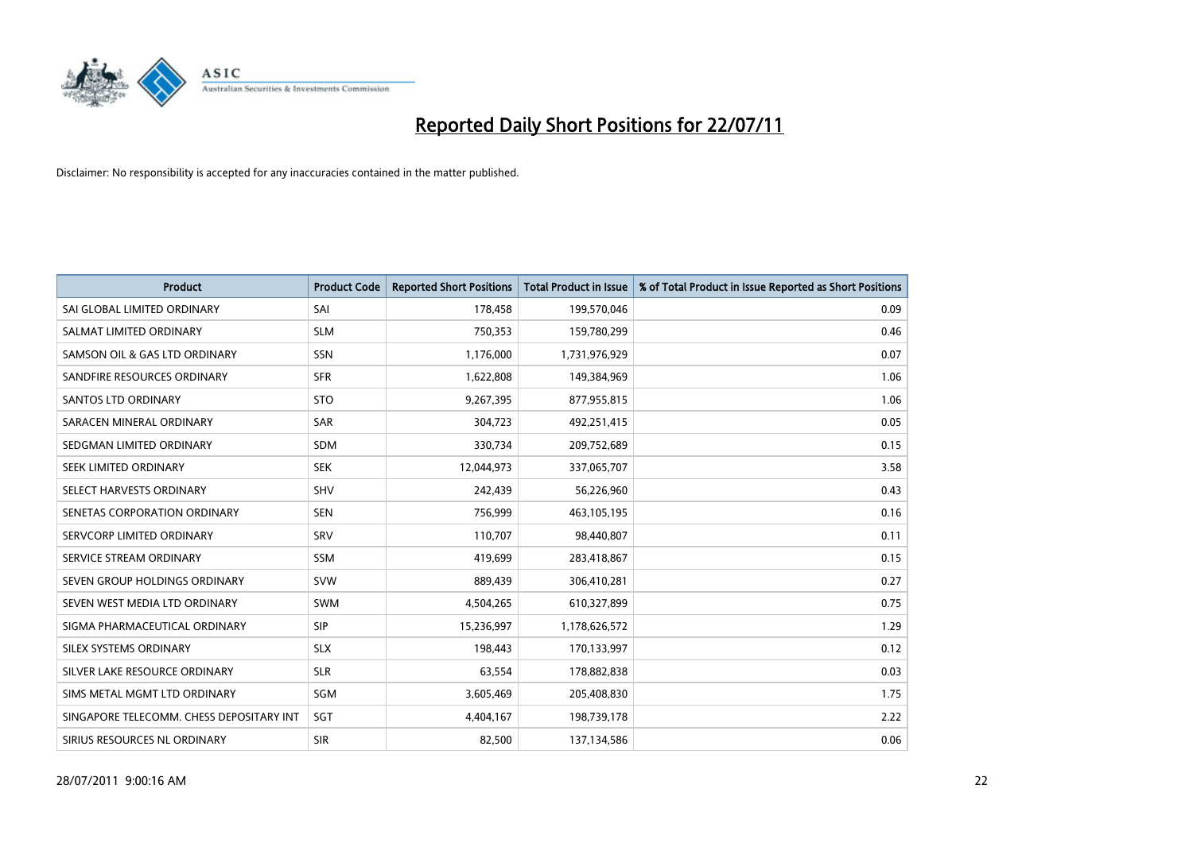# Reported Daily Short Positions for 22/07/11

Disclaimer: No responsibility is accepted for any inaccuracies contained in the matter published.

| Product | Product Code | Reported Short Positions | Total Product in Issue | % of Total Product in Issue Reported as Short Positions |
|---|---|---|---|---|
| SAI GLOBAL LIMITED ORDINARY | SAI | 178,458 | 199,570,046 | 0.09 |
| SALMAT LIMITED ORDINARY | SLM | 750,353 | 159,780,299 | 0.46 |
| SAMSON OIL & GAS LTD ORDINARY | SSN | 1,176,000 | 1,731,976,929 | 0.07 |
| SANDFIRE RESOURCES ORDINARY | SFR | 1,622,808 | 149,384,969 | 1.06 |
| SANTOS LTD ORDINARY | STO | 9,267,395 | 877,955,815 | 1.06 |
| SARACEN MINERAL ORDINARY | SAR | 304,723 | 492,251,415 | 0.05 |
| SEDGMAN LIMITED ORDINARY | SDM | 330,734 | 209,752,689 | 0.15 |
| SEEK LIMITED ORDINARY | SEK | 12,044,973 | 337,065,707 | 3.58 |
| SELECT HARVESTS ORDINARY | SHV | 242,439 | 56,226,960 | 0.43 |
| SENETAS CORPORATION ORDINARY | SEN | 756,999 | 463,105,195 | 0.16 |
| SERVCORP LIMITED ORDINARY | SRV | 110,707 | 98,440,807 | 0.11 |
| SERVICE STREAM ORDINARY | SSM | 419,699 | 283,418,867 | 0.15 |
| SEVEN GROUP HOLDINGS ORDINARY | SVW | 889,439 | 306,410,281 | 0.27 |
| SEVEN WEST MEDIA LTD ORDINARY | SWM | 4,504,265 | 610,327,899 | 0.75 |
| SIGMA PHARMACEUTICAL ORDINARY | SIP | 15,236,997 | 1,178,626,572 | 1.29 |
| SILEX SYSTEMS ORDINARY | SLX | 198,443 | 170,133,997 | 0.12 |
| SILVER LAKE RESOURCE ORDINARY | SLR | 63,554 | 178,882,838 | 0.03 |
| SIMS METAL MGMT LTD ORDINARY | SGM | 3,605,469 | 205,408,830 | 1.75 |
| SINGAPORE TELECOMM. CHESS DEPOSITARY INT | SGT | 4,404,167 | 198,739,178 | 2.22 |
| SIRIUS RESOURCES NL ORDINARY | SIR | 82,500 | 137,134,586 | 0.06 |

28/07/2011 9:00:16 AM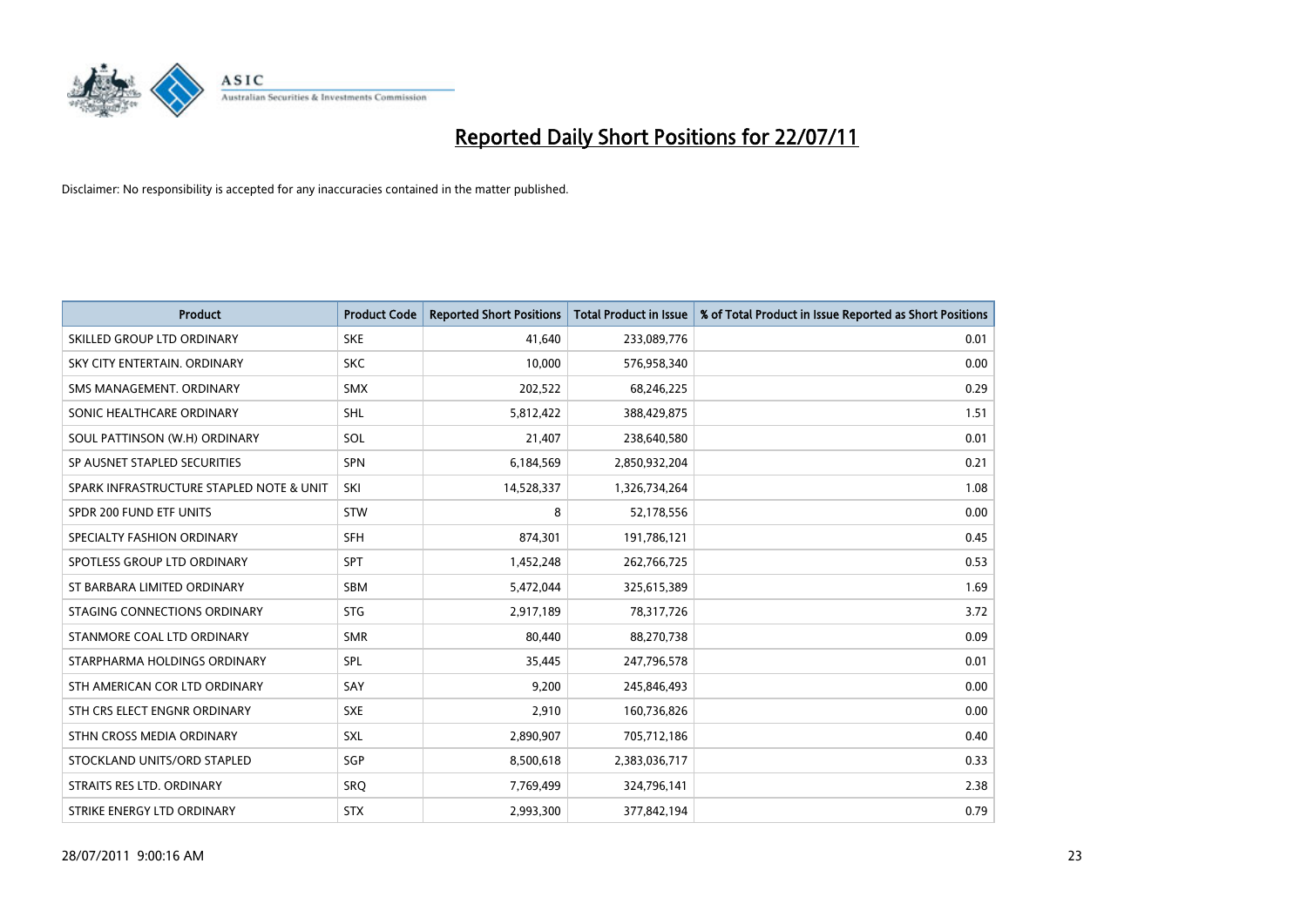# Reported Daily Short Positions for 22/07/11

Disclaimer: No responsibility is accepted for any inaccuracies contained in the matter published.

| Product | Product Code | Reported Short Positions | Total Product in Issue | % of Total Product in Issue Reported as Short Positions |
|---|---|---|---|---|
| SKILLED GROUP LTD ORDINARY | SKE | 41,640 | 233,089,776 | 0.01 |
| SKY CITY ENTERTAIN. ORDINARY | SKC | 10,000 | 576,958,340 | 0.00 |
| SMS MANAGEMENT. ORDINARY | SMX | 202,522 | 68,246,225 | 0.29 |
| SONIC HEALTHCARE ORDINARY | SHL | 5,812,422 | 388,429,875 | 1.51 |
| SOUL PATTINSON (W.H) ORDINARY | SOL | 21,407 | 238,640,580 | 0.01 |
| SP AUSNET STAPLED SECURITIES | SPN | 6,184,569 | 2,850,932,204 | 0.21 |
| SPARK INFRASTRUCTURE STAPLED NOTE & UNIT | SKI | 14,528,337 | 1,326,734,264 | 1.08 |
| SPDR 200 FUND ETF UNITS | STW | 8 | 52,178,556 | 0.00 |
| SPECIALTY FASHION ORDINARY | SFH | 874,301 | 191,786,121 | 0.45 |
| SPOTLESS GROUP LTD ORDINARY | SPT | 1,452,248 | 262,766,725 | 0.53 |
| ST BARBARA LIMITED ORDINARY | SBM | 5,472,044 | 325,615,389 | 1.69 |
| STAGING CONNECTIONS ORDINARY | STG | 2,917,189 | 78,317,726 | 3.72 |
| STANMORE COAL LTD ORDINARY | SMR | 80,440 | 88,270,738 | 0.09 |
| STARPHARMA HOLDINGS ORDINARY | SPL | 35,445 | 247,796,578 | 0.01 |
| STH AMERICAN COR LTD ORDINARY | SAY | 9,200 | 245,846,493 | 0.00 |
| STH CRS ELECT ENGNR ORDINARY | SXE | 2,910 | 160,736,826 | 0.00 |
| STHN CROSS MEDIA ORDINARY | SXL | 2,890,907 | 705,712,186 | 0.40 |
| STOCKLAND UNITS/ORD STAPLED | SGP | 8,500,618 | 2,383,036,717 | 0.33 |
| STRAITS RES LTD. ORDINARY | SRQ | 7,769,499 | 324,796,141 | 2.38 |
| STRIKE ENERGY LTD ORDINARY | STX | 2,993,300 | 377,842,194 | 0.79 |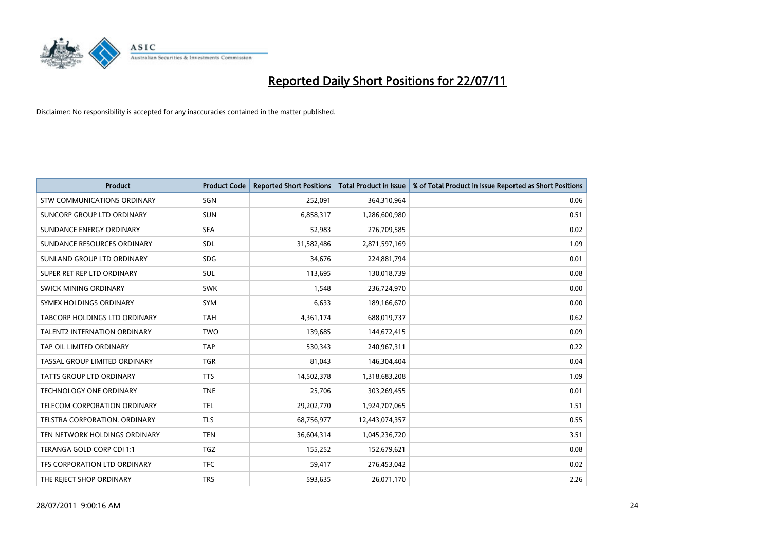# Reported Daily Short Positions for 22/07/11

Disclaimer: No responsibility is accepted for any inaccuracies contained in the matter published.

| Product | Product Code | Reported Short Positions | Total Product in Issue | % of Total Product in Issue Reported as Short Positions |
|---|---|---|---|---|
| STW COMMUNICATIONS ORDINARY | SGN | 252,091 | 364,310,964 | 0.06 |
| SUNCORP GROUP LTD ORDINARY | SUN | 6,858,317 | 1,286,600,980 | 0.51 |
| SUNDANCE ENERGY ORDINARY | SEA | 52,983 | 276,709,585 | 0.02 |
| SUNDANCE RESOURCES ORDINARY | SDL | 31,582,486 | 2,871,597,169 | 1.09 |
| SUNLAND GROUP LTD ORDINARY | SDG | 34,676 | 224,881,794 | 0.01 |
| SUPER RET REP LTD ORDINARY | SUL | 113,695 | 130,018,739 | 0.08 |
| SWICK MINING ORDINARY | SWK | 1,548 | 236,724,970 | 0.00 |
| SYMEX HOLDINGS ORDINARY | SYM | 6,633 | 189,166,670 | 0.00 |
| TABCORP HOLDINGS LTD ORDINARY | TAH | 4,361,174 | 688,019,737 | 0.62 |
| TALENT2 INTERNATION ORDINARY | TWO | 139,685 | 144,672,415 | 0.09 |
| TAP OIL LIMITED ORDINARY | TAP | 530,343 | 240,967,311 | 0.22 |
| TASSAL GROUP LIMITED ORDINARY | TGR | 81,043 | 146,304,404 | 0.04 |
| TATTS GROUP LTD ORDINARY | TTS | 14,502,378 | 1,318,683,208 | 1.09 |
| TECHNOLOGY ONE ORDINARY | TNE | 25,706 | 303,269,455 | 0.01 |
| TELECOM CORPORATION ORDINARY | TEL | 29,202,770 | 1,924,707,065 | 1.51 |
| TELSTRA CORPORATION. ORDINARY | TLS | 68,756,977 | 12,443,074,357 | 0.55 |
| TEN NETWORK HOLDINGS ORDINARY | TEN | 36,604,314 | 1,045,236,720 | 3.51 |
| TERANGA GOLD CORP CDI 1:1 | TGZ | 155,252 | 152,679,621 | 0.08 |
| TFS CORPORATION LTD ORDINARY | TFC | 59,417 | 276,453,042 | 0.02 |
| THE REJECT SHOP ORDINARY | TRS | 593,635 | 26,071,170 | 2.26 |

28/07/2011 9:00:16 AM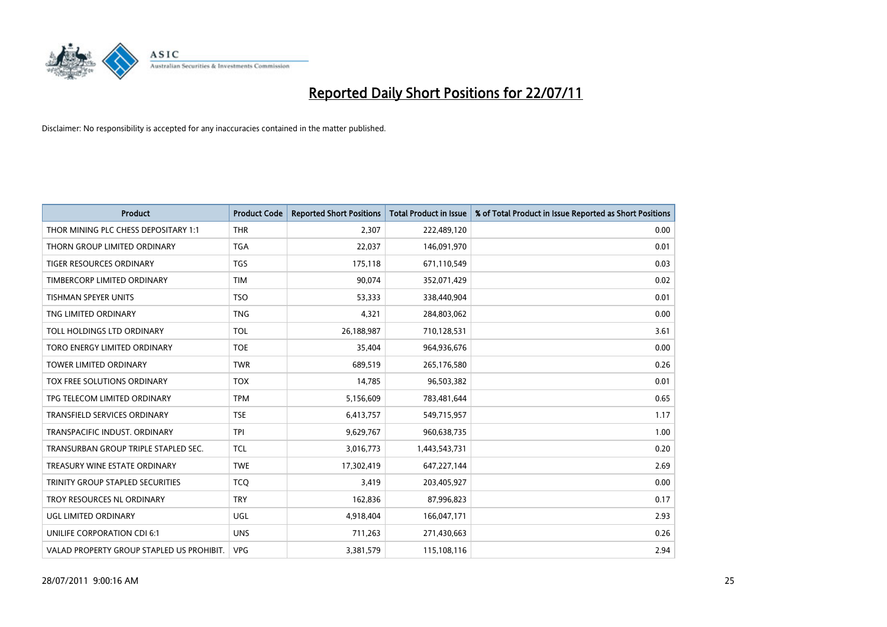# Reported Daily Short Positions for 22/07/11

Disclaimer: No responsibility is accepted for any inaccuracies contained in the matter published.

| Product | Product Code | Reported Short Positions | Total Product in Issue | % of Total Product in Issue Reported as Short Positions |
|---|---|---|---|---|
| THOR MINING PLC CHESS DEPOSITARY 1:1 | THR | 2,307 | 222,489,120 | 0.00 |
| THORN GROUP LIMITED ORDINARY | TGA | 22,037 | 146,091,970 | 0.01 |
| TIGER RESOURCES ORDINARY | TGS | 175,118 | 671,110,549 | 0.03 |
| TIMBERCORP LIMITED ORDINARY | TIM | 90,074 | 352,071,429 | 0.02 |
| TISHMAN SPEYER UNITS | TSO | 53,333 | 338,440,904 | 0.01 |
| TNG LIMITED ORDINARY | TNG | 4,321 | 284,803,062 | 0.00 |
| TOLL HOLDINGS LTD ORDINARY | TOL | 26,188,987 | 710,128,531 | 3.61 |
| TORO ENERGY LIMITED ORDINARY | TOE | 35,404 | 964,936,676 | 0.00 |
| TOWER LIMITED ORDINARY | TWR | 689,519 | 265,176,580 | 0.26 |
| TOX FREE SOLUTIONS ORDINARY | TOX | 14,785 | 96,503,382 | 0.01 |
| TPG TELECOM LIMITED ORDINARY | TPM | 5,156,609 | 783,481,644 | 0.65 |
| TRANSFIELD SERVICES ORDINARY | TSE | 6,413,757 | 549,715,957 | 1.17 |
| TRANSPACIFIC INDUST. ORDINARY | TPI | 9,629,767 | 960,638,735 | 1.00 |
| TRANSURBAN GROUP TRIPLE STAPLED SEC. | TCL | 3,016,773 | 1,443,543,731 | 0.20 |
| TREASURY WINE ESTATE ORDINARY | TWE | 17,302,419 | 647,227,144 | 2.69 |
| TRINITY GROUP STAPLED SECURITIES | TCQ | 3,419 | 203,405,927 | 0.00 |
| TROY RESOURCES NL ORDINARY | TRY | 162,836 | 87,996,823 | 0.17 |
| UGL LIMITED ORDINARY | UGL | 4,918,404 | 166,047,171 | 2.93 |
| UNILIFE CORPORATION CDI 6:1 | UNS | 711,263 | 271,430,663 | 0.26 |
| VALAD PROPERTY GROUP STAPLED US PROHIBIT. | VPG | 3,381,579 | 115,108,116 | 2.94 |

28/07/2011 9:00:16 AM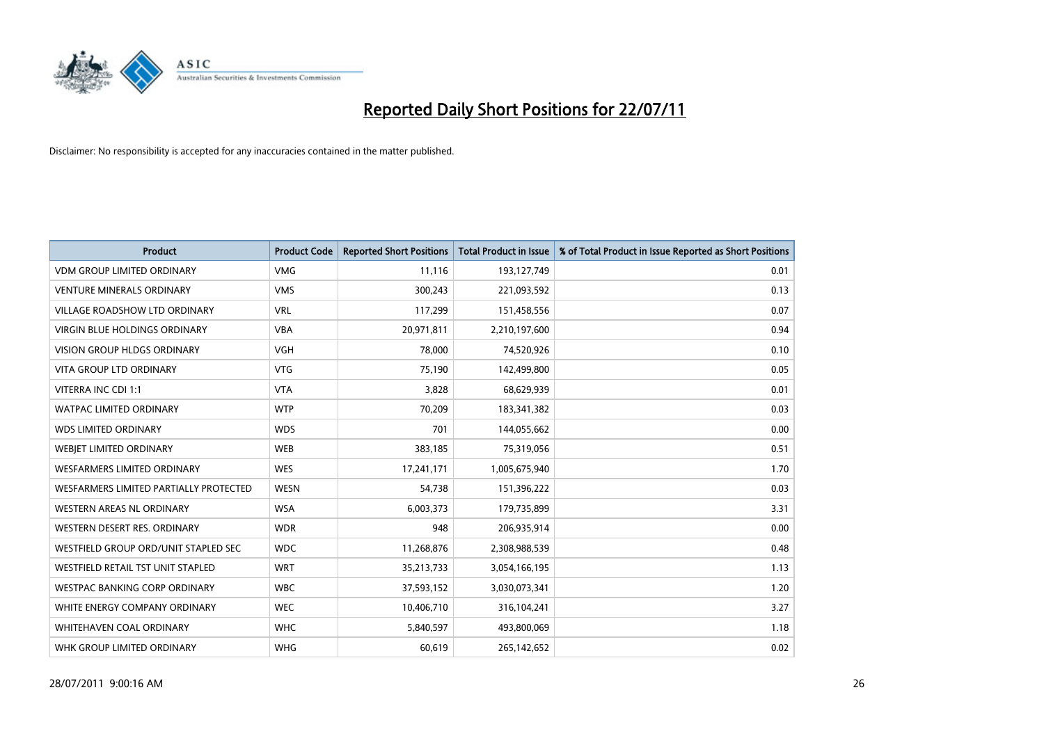# Reported Daily Short Positions for 22/07/11

Disclaimer: No responsibility is accepted for any inaccuracies contained in the matter published.

| Product | Product Code | Reported Short Positions | Total Product in Issue | % of Total Product in Issue Reported as Short Positions |
|---|---|---|---|---|
| VDM GROUP LIMITED ORDINARY | VMG | 11,116 | 193,127,749 | 0.01 |
| VENTURE MINERALS ORDINARY | VMS | 300,243 | 221,093,592 | 0.13 |
| VILLAGE ROADSHOW LTD ORDINARY | VRL | 117,299 | 151,458,556 | 0.07 |
| VIRGIN BLUE HOLDINGS ORDINARY | VBA | 20,971,811 | 2,210,197,600 | 0.94 |
| VISION GROUP HLDGS ORDINARY | VGH | 78,000 | 74,520,926 | 0.10 |
| VITA GROUP LTD ORDINARY | VTG | 75,190 | 142,499,800 | 0.05 |
| VITERRA INC CDI 1:1 | VTA | 3,828 | 68,629,939 | 0.01 |
| WATPAC LIMITED ORDINARY | WTP | 70,209 | 183,341,382 | 0.03 |
| WDS LIMITED ORDINARY | WDS | 701 | 144,055,662 | 0.00 |
| WEBJET LIMITED ORDINARY | WEB | 383,185 | 75,319,056 | 0.51 |
| WESFARMERS LIMITED ORDINARY | WES | 17,241,171 | 1,005,675,940 | 1.70 |
| WESFARMERS LIMITED PARTIALLY PROTECTED | WESN | 54,738 | 151,396,222 | 0.03 |
| WESTERN AREAS NL ORDINARY | WSA | 6,003,373 | 179,735,899 | 3.31 |
| WESTERN DESERT RES. ORDINARY | WDR | 948 | 206,935,914 | 0.00 |
| WESTFIELD GROUP ORD/UNIT STAPLED SEC | WDC | 11,268,876 | 2,308,988,539 | 0.48 |
| WESTFIELD RETAIL TST UNIT STAPLED | WRT | 35,213,733 | 3,054,166,195 | 1.13 |
| WESTPAC BANKING CORP ORDINARY | WBC | 37,593,152 | 3,030,073,341 | 1.20 |
| WHITE ENERGY COMPANY ORDINARY | WEC | 10,406,710 | 316,104,241 | 3.27 |
| WHITEHAVEN COAL ORDINARY | WHC | 5,840,597 | 493,800,069 | 1.18 |
| WHK GROUP LIMITED ORDINARY | WHG | 60,619 | 265,142,652 | 0.02 |

28/07/2011 9:00:16 AM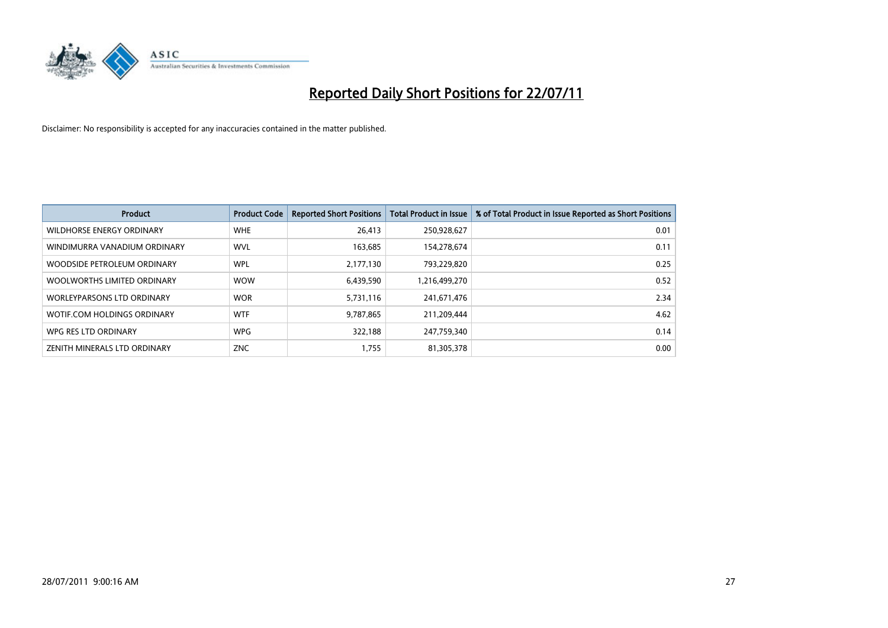# Reported Daily Short Positions for 22/07/11

Disclaimer: No responsibility is accepted for any inaccuracies contained in the matter published.

| Product | Product Code | Reported Short Positions | Total Product in Issue | % of Total Product in Issue Reported as Short Positions |
|---|---|---|---|---|
| WILDHORSE ENERGY ORDINARY | WHE | 26,413 | 250,928,627 | 0.01 |
| WINDIMURRA VANADIUM ORDINARY | WVL | 163,685 | 154,278,674 | 0.11 |
| WOODSIDE PETROLEUM ORDINARY | WPL | 2,177,130 | 793,229,820 | 0.25 |
| WOOLWORTHS LIMITED ORDINARY | WOW | 6,439,590 | 1,216,499,270 | 0.52 |
| WORLEYPARSONS LTD ORDINARY | WOR | 5,731,116 | 241,671,476 | 2.34 |
| WOTIF.COM HOLDINGS ORDINARY | WTF | 9,787,865 | 211,209,444 | 4.62 |
| WPG RES LTD ORDINARY | WPG | 322,188 | 247,759,340 | 0.14 |
| ZENITH MINERALS LTD ORDINARY | ZNC | 1,755 | 81,305,378 | 0.00 |